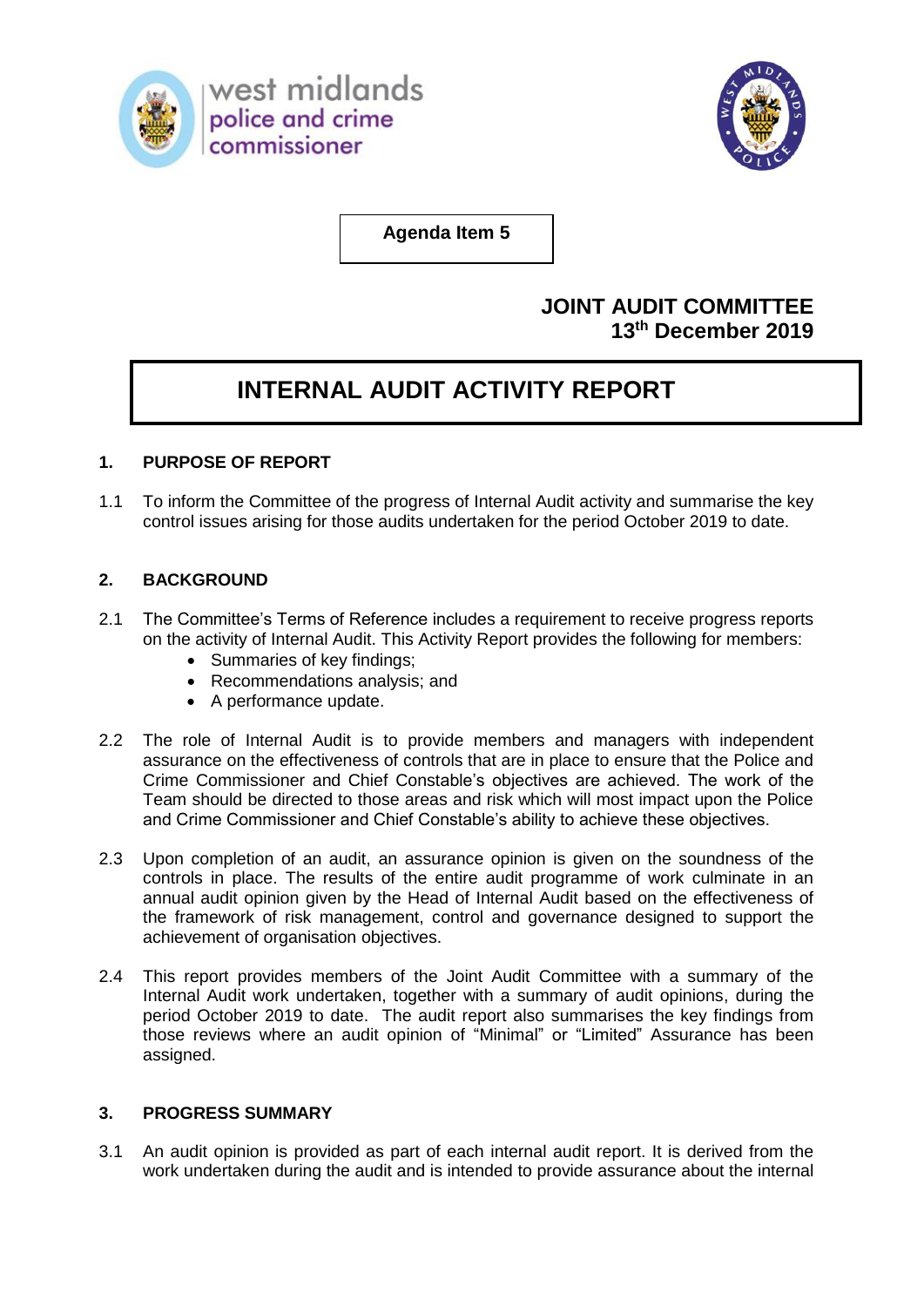west midlands police and crime commissioner

**Agenda Item 5**

**JOINT AUDIT COMMITTEE**
**13th December 2019**

# INTERNAL AUDIT ACTIVITY REPORT

## 1. PURPOSE OF REPORT

1.1 To inform the Committee of the progress of Internal Audit activity and summarise the key control issues arising for those audits undertaken for the period October 2019 to date.

## 2. BACKGROUND

2.1 The Committee's Terms of Reference includes a requirement to receive progress reports on the activity of Internal Audit. This Activity Report provides the following for members:

- Summaries of key findings;
- Recommendations analysis; and
- A performance update.

2.2 The role of Internal Audit is to provide members and managers with independent assurance on the effectiveness of controls that are in place to ensure that the Police and Crime Commissioner and Chief Constable's objectives are achieved. The work of the Team should be directed to those areas and risk which will most impact upon the Police and Crime Commissioner and Chief Constable's ability to achieve these objectives.

2.3 Upon completion of an audit, an assurance opinion is given on the soundness of the controls in place. The results of the entire audit programme of work culminate in an annual audit opinion given by the Head of Internal Audit based on the effectiveness of the framework of risk management, control and governance designed to support the achievement of organisation objectives.

2.4 This report provides members of the Joint Audit Committee with a summary of the Internal Audit work undertaken, together with a summary of audit opinions, during the period October 2019 to date. The audit report also summarises the key findings from those reviews where an audit opinion of "Minimal" or "Limited" Assurance has been assigned.

## 3. PROGRESS SUMMARY

3.1 An audit opinion is provided as part of each internal audit report. It is derived from the work undertaken during the audit and is intended to provide assurance about the internal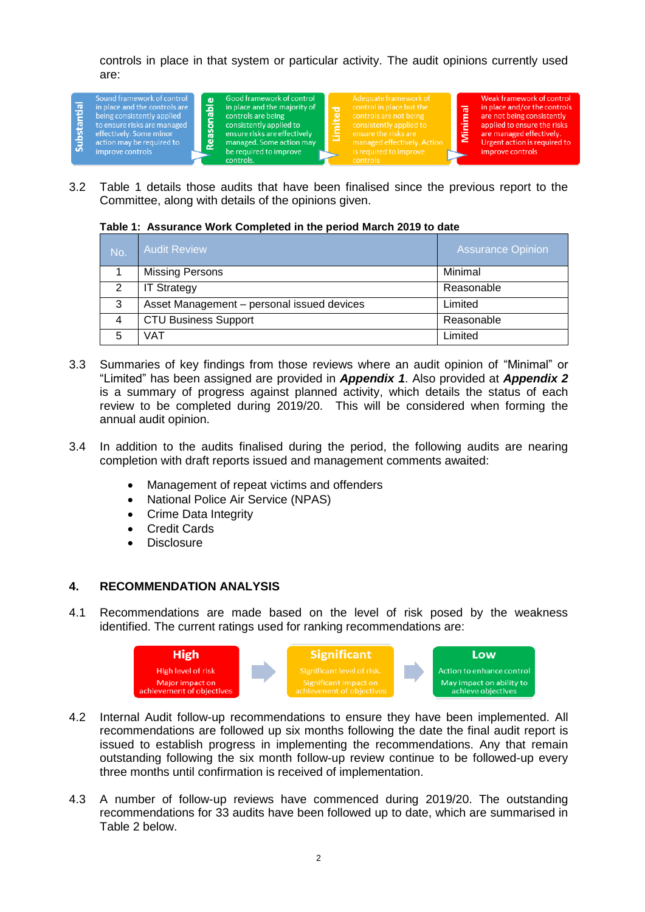controls in place in that system or particular activity. The audit opinions currently used are:

| Substantial | Reasonable | Limited | Minimal |
|---|---|---|---|
| Sound framework of control in place and the controls are being consistently applied to ensure risks are managed effectively. Some minor action may be required to improve controls | Good framework of control in place and the majority of controls are being consistently applied to ensure risks are effectively managed. Some action may be required to improve controls. | Adequate framework of control in place but the controls are not being consistently applied to ensure the risks are managed effectively. Action is required to improve controls | Weak framework of control in place and/or the controls are not being consistently applied to ensure the risks are managed effectively. Urgent action is required to improve controls |

3.2 Table 1 details those audits that have been finalised since the previous report to the Committee, along with details of the opinions given.

**Table 1: Assurance Work Completed in the period March 2019 to date**

| No. | Audit Review | Assurance Opinion |
|---|---|---|
| 1 | Missing Persons | Minimal |
| 2 | IT Strategy | Reasonable |
| 3 | Asset Management – personal issued devices | Limited |
| 4 | CTU Business Support | Reasonable |
| 5 | VAT | Limited |

3.3 Summaries of key findings from those reviews where an audit opinion of “Minimal” or “Limited” has been assigned are provided in ***Appendix 1***. Also provided at ***Appendix 2*** is a summary of progress against planned activity, which details the status of each review to be completed during 2019/20. This will be considered when forming the annual audit opinion.

3.4 In addition to the audits finalised during the period, the following audits are nearing completion with draft reports issued and management comments awaited:

- Management of repeat victims and offenders
- National Police Air Service (NPAS)
- Crime Data Integrity
- Credit Cards
- Disclosure

## 4. RECOMMENDATION ANALYSIS

4.1 Recommendations are made based on the level of risk posed by the weakness identified. The current ratings used for ranking recommendations are:

| High | Significant | Low |
|---|---|---|
| High level of risk<br>Major impact on achievement of objectives | Significant level of risk.<br>Significant impact on achievement of objectives | Action to enhance control<br>May impact on ability to achieve objectives |

4.2 Internal Audit follow-up recommendations to ensure they have been implemented. All recommendations are followed up six months following the date the final audit report is issued to establish progress in implementing the recommendations. Any that remain outstanding following the six month follow-up review continue to be followed-up every three months until confirmation is received of implementation.

4.3 A number of follow-up reviews have commenced during 2019/20. The outstanding recommendations for 33 audits have been followed up to date, which are summarised in Table 2 below.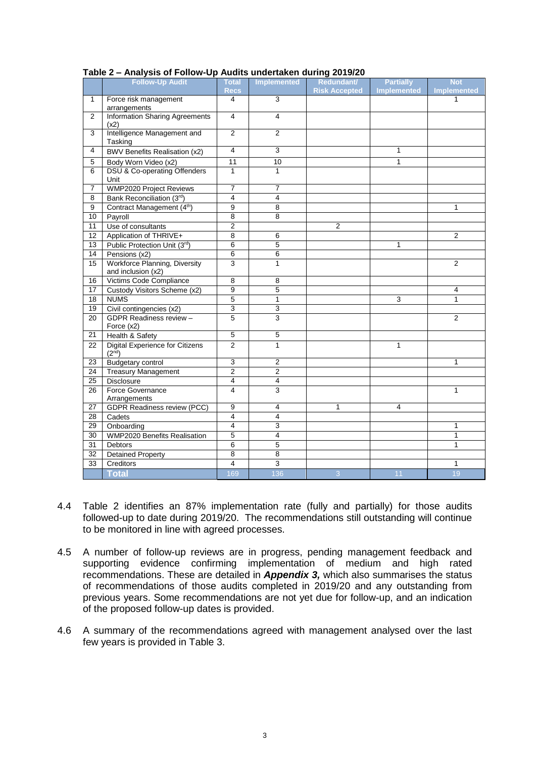**Table 2 – Analysis of Follow-Up Audits undertaken during 2019/20**

| | Follow-Up Audit | Total Recs | Implemented | Redundant/ Risk Accepted | Partially Implemented | Not Implemented |
|---|---|---|---|---|---|---|
| 1 | Force risk management arrangements | 4 | 3 | | | 1 |
| 2 | Information Sharing Agreements (x2) | 4 | 4 | | | |
| 3 | Intelligence Management and Tasking | 2 | 2 | | | |
| 4 | BWV Benefits Realisation (x2) | 4 | 3 | | 1 | |
| 5 | Body Worn Video (x2) | 11 | 10 | | 1 | |
| 6 | DSU & Co-operating Offenders Unit | 1 | 1 | | | |
| 7 | WMP2020 Project Reviews | 7 | 7 | | | |
| 8 | Bank Reconciliation (3rd) | 4 | 4 | | | |
| 9 | Contract Management (4th) | 9 | 8 | | | 1 |
| 10 | Payroll | 8 | 8 | | | |
| 11 | Use of consultants | 2 | | 2 | | |
| 12 | Application of THRIVE+ | 8 | 6 | | | 2 |
| 13 | Public Protection Unit (3rd) | 6 | 5 | | 1 | |
| 14 | Pensions (x2) | 6 | 6 | | | |
| 15 | Workforce Planning, Diversity and inclusion (x2) | 3 | 1 | | | 2 |
| 16 | Victims Code Compliance | 8 | 8 | | | |
| 17 | Custody Visitors Scheme (x2) | 9 | 5 | | | 4 |
| 18 | NUMS | 5 | 1 | | 3 | 1 |
| 19 | Civil contingencies (x2) | 3 | 3 | | | |
| 20 | GDPR Readiness review – Force (x2) | 5 | 3 | | | 2 |
| 21 | Health & Safety | 5 | 5 | | | |
| 22 | Digital Experience for Citizens (2nd) | 2 | 1 | | 1 | |
| 23 | Budgetary control | 3 | 2 | | | 1 |
| 24 | Treasury Management | 2 | 2 | | | |
| 25 | Disclosure | 4 | 4 | | | |
| 26 | Force Governance Arrangements | 4 | 3 | | | 1 |
| 27 | GDPR Readiness review (PCC) | 9 | 4 | 1 | 4 | |
| 28 | Cadets | 4 | 4 | | | |
| 29 | Onboarding | 4 | 3 | | | 1 |
| 30 | WMP2020 Benefits Realisation | 5 | 4 | | | 1 |
| 31 | Debtors | 6 | 5 | | | 1 |
| 32 | Detained Property | 8 | 8 | | | |
| 33 | Creditors | 4 | 3 | | | 1 |
| | **Total** | 169 | 136 | 3 | 11 | 19 |

4.4 Table 2 identifies an 87% implementation rate (fully and partially) for those audits followed-up to date during 2019/20. The recommendations still outstanding will continue to be monitored in line with agreed processes.

4.5 A number of follow-up reviews are in progress, pending management feedback and supporting evidence confirming implementation of medium and high rated recommendations. These are detailed in ***Appendix 3,*** which also summarises the status of recommendations of those audits completed in 2019/20 and any outstanding from previous years. Some recommendations are not yet due for follow-up, and an indication of the proposed follow-up dates is provided.

4.6 A summary of the recommendations agreed with management analysed over the last few years is provided in Table 3.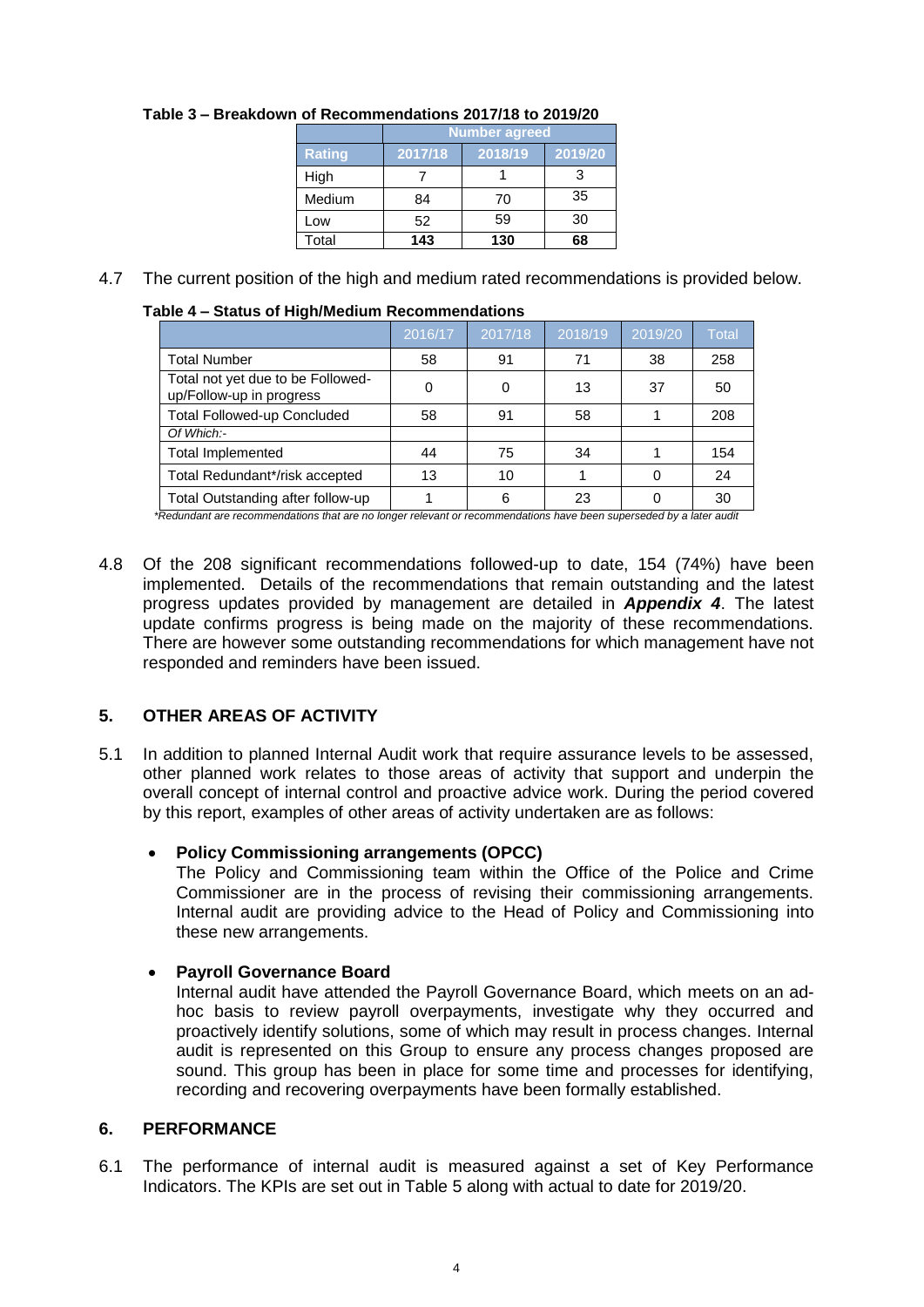**Table 3 – Breakdown of Recommendations 2017/18 to 2019/20**

| | Number agreed | | |
|---|---|---|---|
| **Rating** | **2017/18** | **2018/19** | **2019/20** |
| High | 7 | 1 | 3 |
| Medium | 84 | 70 | 35 |
| Low | 52 | 59 | 30 |
| Total | **143** | **130** | **68** |

4.7 The current position of the high and medium rated recommendations is provided below.

**Table 4 – Status of High/Medium Recommendations**

| | 2016/17 | 2017/18 | 2018/19 | 2019/20 | Total |
|---|---|---|---|---|---|
| Total Number | 58 | 91 | 71 | 38 | 258 |
| Total not yet due to be Followed-up/Follow-up in progress | 0 | 0 | 13 | 37 | 50 |
| Total Followed-up Concluded | 58 | 91 | 58 | 1 | 208 |
| *Of Which:-* | | | | | |
| Total Implemented | 44 | 75 | 34 | 1 | 154 |
| Total Redundant*/risk accepted | 13 | 10 | 1 | 0 | 24 |
| Total Outstanding after follow-up | 1 | 6 | 23 | 0 | 30 |

*\*Redundant are recommendations that are no longer relevant or recommendations have been superseded by a later audit*

4.8 Of the 208 significant recommendations followed-up to date, 154 (74%) have been implemented. Details of the recommendations that remain outstanding and the latest progress updates provided by management are detailed in ***Appendix 4***. The latest update confirms progress is being made on the majority of these recommendations. There are however some outstanding recommendations for which management have not responded and reminders have been issued.

## 5. OTHER AREAS OF ACTIVITY

5.1 In addition to planned Internal Audit work that require assurance levels to be assessed, other planned work relates to those areas of activity that support and underpin the overall concept of internal control and proactive advice work. During the period covered by this report, examples of other areas of activity undertaken are as follows:

- **Policy Commissioning arrangements (OPCC)**
  The Policy and Commissioning team within the Office of the Police and Crime Commissioner are in the process of revising their commissioning arrangements. Internal audit are providing advice to the Head of Policy and Commissioning into these new arrangements.

- **Payroll Governance Board**
  Internal audit have attended the Payroll Governance Board, which meets on an ad-hoc basis to review payroll overpayments, investigate why they occurred and proactively identify solutions, some of which may result in process changes. Internal audit is represented on this Group to ensure any process changes proposed are sound. This group has been in place for some time and processes for identifying, recording and recovering overpayments have been formally established.

## 6. PERFORMANCE

6.1 The performance of internal audit is measured against a set of Key Performance Indicators. The KPIs are set out in Table 5 along with actual to date for 2019/20.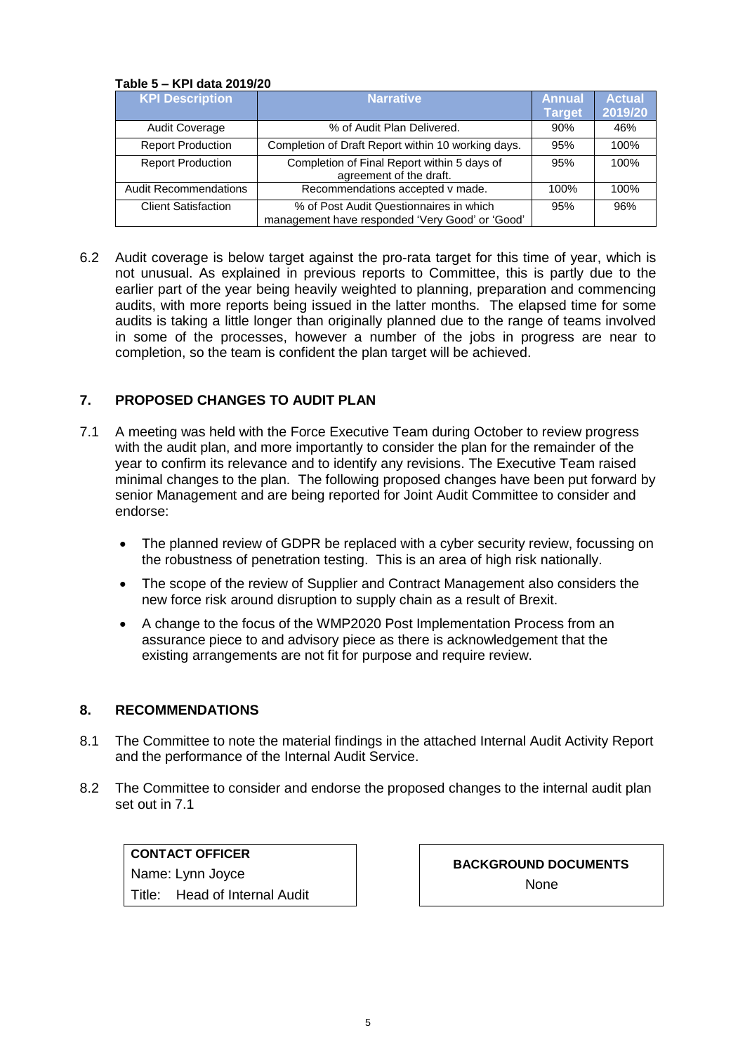**Table 5 – KPI data 2019/20**

| KPI Description | Narrative | Annual Target | Actual 2019/20 |
|---|---|---|---|
| Audit Coverage | % of Audit Plan Delivered. | 90% | 46% |
| Report Production | Completion of Draft Report within 10 working days. | 95% | 100% |
| Report Production | Completion of Final Report within 5 days of agreement of the draft. | 95% | 100% |
| Audit Recommendations | Recommendations accepted v made. | 100% | 100% |
| Client Satisfaction | % of Post Audit Questionnaires in which management have responded 'Very Good' or 'Good' | 95% | 96% |

6.2 Audit coverage is below target against the pro-rata target for this time of year, which is not unusual. As explained in previous reports to Committee, this is partly due to the earlier part of the year being heavily weighted to planning, preparation and commencing audits, with more reports being issued in the latter months. The elapsed time for some audits is taking a little longer than originally planned due to the range of teams involved in some of the processes, however a number of the jobs in progress are near to completion, so the team is confident the plan target will be achieved.

## 7. PROPOSED CHANGES TO AUDIT PLAN

7.1 A meeting was held with the Force Executive Team during October to review progress with the audit plan, and more importantly to consider the plan for the remainder of the year to confirm its relevance and to identify any revisions. The Executive Team raised minimal changes to the plan. The following proposed changes have been put forward by senior Management and are being reported for Joint Audit Committee to consider and endorse:

- The planned review of GDPR be replaced with a cyber security review, focussing on the robustness of penetration testing. This is an area of high risk nationally.
- The scope of the review of Supplier and Contract Management also considers the new force risk around disruption to supply chain as a result of Brexit.
- A change to the focus of the WMP2020 Post Implementation Process from an assurance piece to and advisory piece as there is acknowledgement that the existing arrangements are not fit for purpose and require review.

## 8. RECOMMENDATIONS

8.1 The Committee to note the material findings in the attached Internal Audit Activity Report and the performance of the Internal Audit Service.

8.2 The Committee to consider and endorse the proposed changes to the internal audit plan set out in 7.1

| CONTACT OFFICER |
|---|
| Name: Lynn Joyce |
| Title: Head of Internal Audit |

| BACKGROUND DOCUMENTS |
|---|
| None |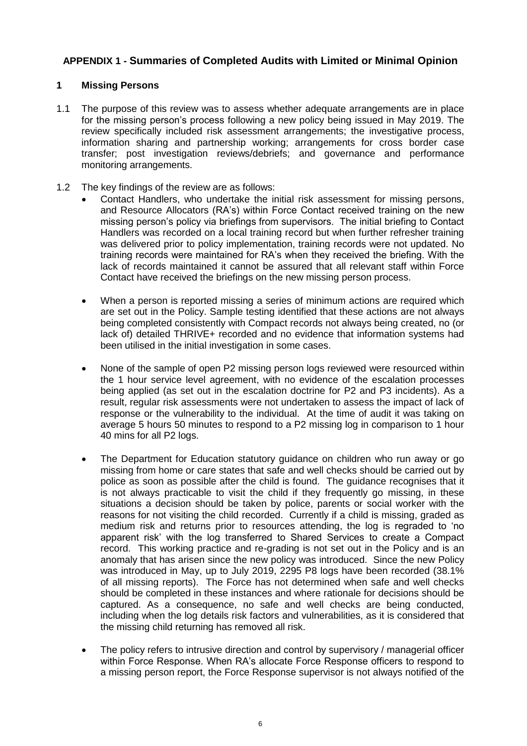## APPENDIX 1 - Summaries of Completed Audits with Limited or Minimal Opinion

### 1 Missing Persons

1.1 The purpose of this review was to assess whether adequate arrangements are in place for the missing person's process following a new policy being issued in May 2019. The review specifically included risk assessment arrangements; the investigative process, information sharing and partnership working; arrangements for cross border case transfer; post investigation reviews/debriefs; and governance and performance monitoring arrangements.

1.2 The key findings of the review are as follows:

- Contact Handlers, who undertake the initial risk assessment for missing persons, and Resource Allocators (RA's) within Force Contact received training on the new missing person's policy via briefings from supervisors. The initial briefing to Contact Handlers was recorded on a local training record but when further refresher training was delivered prior to policy implementation, training records were not updated. No training records were maintained for RA's when they received the briefing. With the lack of records maintained it cannot be assured that all relevant staff within Force Contact have received the briefings on the new missing person process.

- When a person is reported missing a series of minimum actions are required which are set out in the Policy. Sample testing identified that these actions are not always being completed consistently with Compact records not always being created, no (or lack of) detailed THRIVE+ recorded and no evidence that information systems had been utilised in the initial investigation in some cases.

- None of the sample of open P2 missing person logs reviewed were resourced within the 1 hour service level agreement, with no evidence of the escalation processes being applied (as set out in the escalation doctrine for P2 and P3 incidents). As a result, regular risk assessments were not undertaken to assess the impact of lack of response or the vulnerability to the individual. At the time of audit it was taking on average 5 hours 50 minutes to respond to a P2 missing log in comparison to 1 hour 40 mins for all P2 logs.

- The Department for Education statutory guidance on children who run away or go missing from home or care states that safe and well checks should be carried out by police as soon as possible after the child is found. The guidance recognises that it is not always practicable to visit the child if they frequently go missing, in these situations a decision should be taken by police, parents or social worker with the reasons for not visiting the child recorded. Currently if a child is missing, graded as medium risk and returns prior to resources attending, the log is regraded to 'no apparent risk' with the log transferred to Shared Services to create a Compact record. This working practice and re-grading is not set out in the Policy and is an anomaly that has arisen since the new policy was introduced. Since the new Policy was introduced in May, up to July 2019, 2295 P8 logs have been recorded (38.1% of all missing reports). The Force has not determined when safe and well checks should be completed in these instances and where rationale for decisions should be captured. As a consequence, no safe and well checks are being conducted, including when the log details risk factors and vulnerabilities, as it is considered that the missing child returning has removed all risk.

- The policy refers to intrusive direction and control by supervisory / managerial officer within Force Response. When RA's allocate Force Response officers to respond to a missing person report, the Force Response supervisor is not always notified of the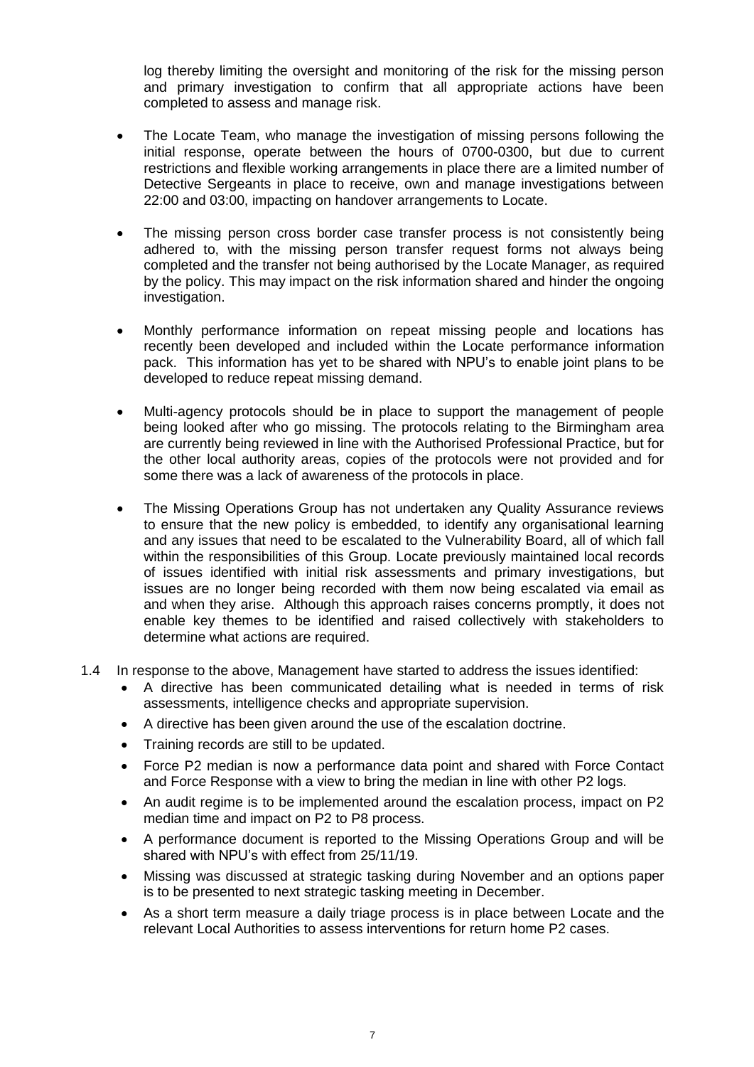log thereby limiting the oversight and monitoring of the risk for the missing person and primary investigation to confirm that all appropriate actions have been completed to assess and manage risk.

- The Locate Team, who manage the investigation of missing persons following the initial response, operate between the hours of 0700-0300, but due to current restrictions and flexible working arrangements in place there are a limited number of Detective Sergeants in place to receive, own and manage investigations between 22:00 and 03:00, impacting on handover arrangements to Locate.
- The missing person cross border case transfer process is not consistently being adhered to, with the missing person transfer request forms not always being completed and the transfer not being authorised by the Locate Manager, as required by the policy. This may impact on the risk information shared and hinder the ongoing investigation.
- Monthly performance information on repeat missing people and locations has recently been developed and included within the Locate performance information pack. This information has yet to be shared with NPU's to enable joint plans to be developed to reduce repeat missing demand.
- Multi-agency protocols should be in place to support the management of people being looked after who go missing. The protocols relating to the Birmingham area are currently being reviewed in line with the Authorised Professional Practice, but for the other local authority areas, copies of the protocols were not provided and for some there was a lack of awareness of the protocols in place.
- The Missing Operations Group has not undertaken any Quality Assurance reviews to ensure that the new policy is embedded, to identify any organisational learning and any issues that need to be escalated to the Vulnerability Board, all of which fall within the responsibilities of this Group. Locate previously maintained local records of issues identified with initial risk assessments and primary investigations, but issues are no longer being recorded with them now being escalated via email as and when they arise. Although this approach raises concerns promptly, it does not enable key themes to be identified and raised collectively with stakeholders to determine what actions are required.

1.4 In response to the above, Management have started to address the issues identified:

- A directive has been communicated detailing what is needed in terms of risk assessments, intelligence checks and appropriate supervision.
- A directive has been given around the use of the escalation doctrine.
- Training records are still to be updated.
- Force P2 median is now a performance data point and shared with Force Contact and Force Response with a view to bring the median in line with other P2 logs.
- An audit regime is to be implemented around the escalation process, impact on P2 median time and impact on P2 to P8 process.
- A performance document is reported to the Missing Operations Group and will be shared with NPU's with effect from 25/11/19.
- Missing was discussed at strategic tasking during November and an options paper is to be presented to next strategic tasking meeting in December.
- As a short term measure a daily triage process is in place between Locate and the relevant Local Authorities to assess interventions for return home P2 cases.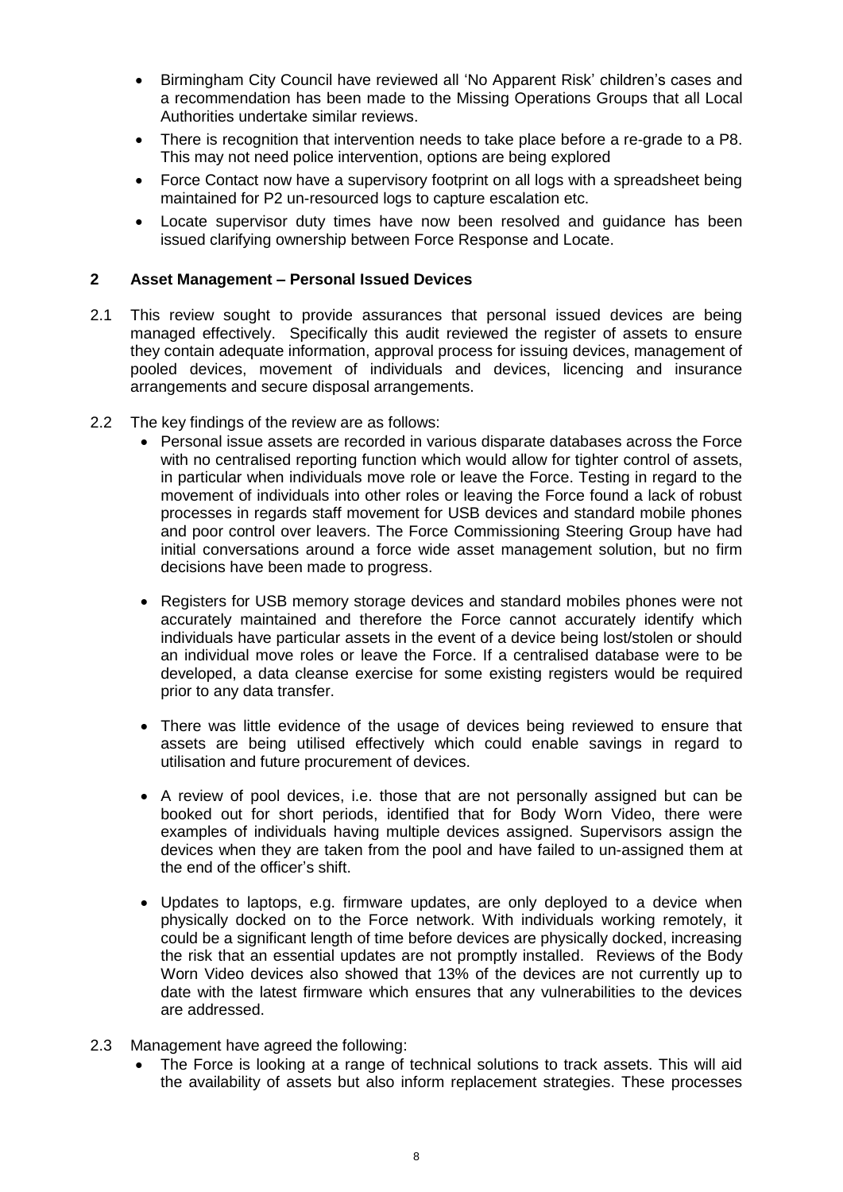- Birmingham City Council have reviewed all 'No Apparent Risk' children's cases and a recommendation has been made to the Missing Operations Groups that all Local Authorities undertake similar reviews.
- There is recognition that intervention needs to take place before a re-grade to a P8. This may not need police intervention, options are being explored
- Force Contact now have a supervisory footprint on all logs with a spreadsheet being maintained for P2 un-resourced logs to capture escalation etc.
- Locate supervisor duty times have now been resolved and guidance has been issued clarifying ownership between Force Response and Locate.

## 2 Asset Management – Personal Issued Devices

2.1 This review sought to provide assurances that personal issued devices are being managed effectively. Specifically this audit reviewed the register of assets to ensure they contain adequate information, approval process for issuing devices, management of pooled devices, movement of individuals and devices, licencing and insurance arrangements and secure disposal arrangements.

2.2 The key findings of the review are as follows:

- Personal issue assets are recorded in various disparate databases across the Force with no centralised reporting function which would allow for tighter control of assets, in particular when individuals move role or leave the Force. Testing in regard to the movement of individuals into other roles or leaving the Force found a lack of robust processes in regards staff movement for USB devices and standard mobile phones and poor control over leavers. The Force Commissioning Steering Group have had initial conversations around a force wide asset management solution, but no firm decisions have been made to progress.

- Registers for USB memory storage devices and standard mobiles phones were not accurately maintained and therefore the Force cannot accurately identify which individuals have particular assets in the event of a device being lost/stolen or should an individual move roles or leave the Force. If a centralised database were to be developed, a data cleanse exercise for some existing registers would be required prior to any data transfer.

- There was little evidence of the usage of devices being reviewed to ensure that assets are being utilised effectively which could enable savings in regard to utilisation and future procurement of devices.

- A review of pool devices, i.e. those that are not personally assigned but can be booked out for short periods, identified that for Body Worn Video, there were examples of individuals having multiple devices assigned. Supervisors assign the devices when they are taken from the pool and have failed to un-assigned them at the end of the officer's shift.

- Updates to laptops, e.g. firmware updates, are only deployed to a device when physically docked on to the Force network. With individuals working remotely, it could be a significant length of time before devices are physically docked, increasing the risk that an essential updates are not promptly installed. Reviews of the Body Worn Video devices also showed that 13% of the devices are not currently up to date with the latest firmware which ensures that any vulnerabilities to the devices are addressed.

2.3 Management have agreed the following:

- The Force is looking at a range of technical solutions to track assets. This will aid the availability of assets but also inform replacement strategies. These processes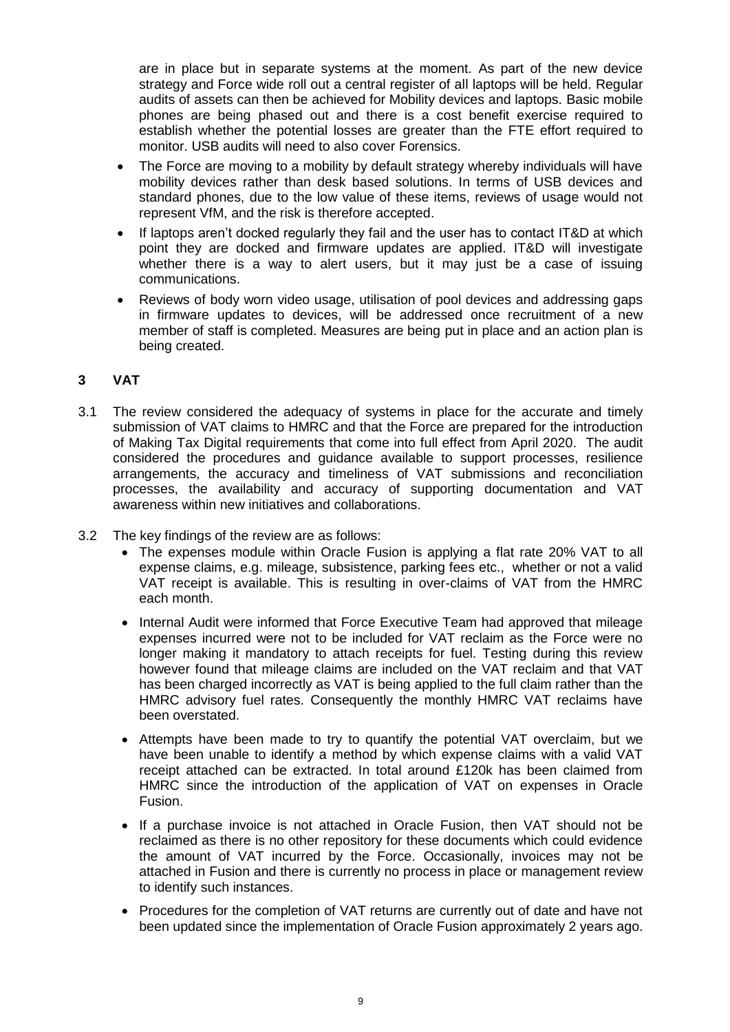are in place but in separate systems at the moment. As part of the new device strategy and Force wide roll out a central register of all laptops will be held. Regular audits of assets can then be achieved for Mobility devices and laptops. Basic mobile phones are being phased out and there is a cost benefit exercise required to establish whether the potential losses are greater than the FTE effort required to monitor. USB audits will need to also cover Forensics.

- The Force are moving to a mobility by default strategy whereby individuals will have mobility devices rather than desk based solutions. In terms of USB devices and standard phones, due to the low value of these items, reviews of usage would not represent VfM, and the risk is therefore accepted.
- If laptops aren't docked regularly they fail and the user has to contact IT&D at which point they are docked and firmware updates are applied. IT&D will investigate whether there is a way to alert users, but it may just be a case of issuing communications.
- Reviews of body worn video usage, utilisation of pool devices and addressing gaps in firmware updates to devices, will be addressed once recruitment of a new member of staff is completed. Measures are being put in place and an action plan is being created.

## 3 VAT

3.1 The review considered the adequacy of systems in place for the accurate and timely submission of VAT claims to HMRC and that the Force are prepared for the introduction of Making Tax Digital requirements that come into full effect from April 2020. The audit considered the procedures and guidance available to support processes, resilience arrangements, the accuracy and timeliness of VAT submissions and reconciliation processes, the availability and accuracy of supporting documentation and VAT awareness within new initiatives and collaborations.

3.2 The key findings of the review are as follows:

- The expenses module within Oracle Fusion is applying a flat rate 20% VAT to all expense claims, e.g. mileage, subsistence, parking fees etc., whether or not a valid VAT receipt is available. This is resulting in over-claims of VAT from the HMRC each month.
- Internal Audit were informed that Force Executive Team had approved that mileage expenses incurred were not to be included for VAT reclaim as the Force were no longer making it mandatory to attach receipts for fuel. Testing during this review however found that mileage claims are included on the VAT reclaim and that VAT has been charged incorrectly as VAT is being applied to the full claim rather than the HMRC advisory fuel rates. Consequently the monthly HMRC VAT reclaims have been overstated.
- Attempts have been made to try to quantify the potential VAT overclaim, but we have been unable to identify a method by which expense claims with a valid VAT receipt attached can be extracted. In total around £120k has been claimed from HMRC since the introduction of the application of VAT on expenses in Oracle Fusion.
- If a purchase invoice is not attached in Oracle Fusion, then VAT should not be reclaimed as there is no other repository for these documents which could evidence the amount of VAT incurred by the Force. Occasionally, invoices may not be attached in Fusion and there is currently no process in place or management review to identify such instances.
- Procedures for the completion of VAT returns are currently out of date and have not been updated since the implementation of Oracle Fusion approximately 2 years ago.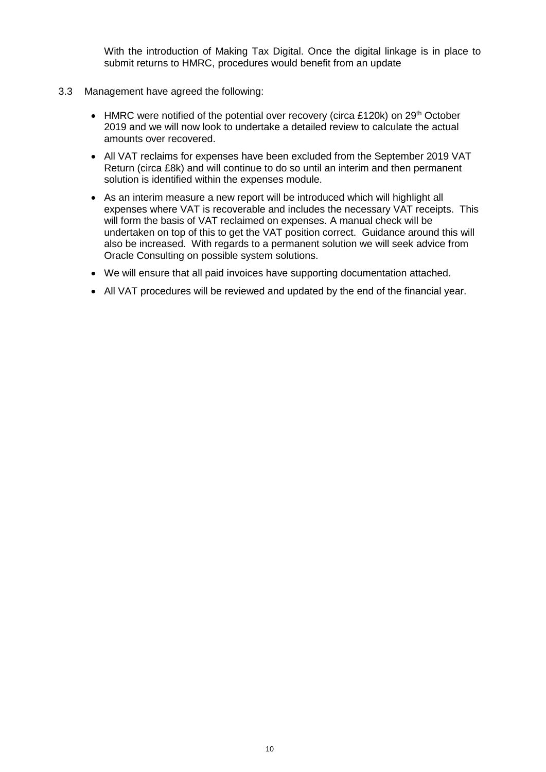With the introduction of Making Tax Digital. Once the digital linkage is in place to submit returns to HMRC, procedures would benefit from an update

3.3 Management have agreed the following:

- HMRC were notified of the potential over recovery (circa £120k) on 29th October 2019 and we will now look to undertake a detailed review to calculate the actual amounts over recovered.
- All VAT reclaims for expenses have been excluded from the September 2019 VAT Return (circa £8k) and will continue to do so until an interim and then permanent solution is identified within the expenses module.
- As an interim measure a new report will be introduced which will highlight all expenses where VAT is recoverable and includes the necessary VAT receipts. This will form the basis of VAT reclaimed on expenses. A manual check will be undertaken on top of this to get the VAT position correct. Guidance around this will also be increased. With regards to a permanent solution we will seek advice from Oracle Consulting on possible system solutions.
- We will ensure that all paid invoices have supporting documentation attached.
- All VAT procedures will be reviewed and updated by the end of the financial year.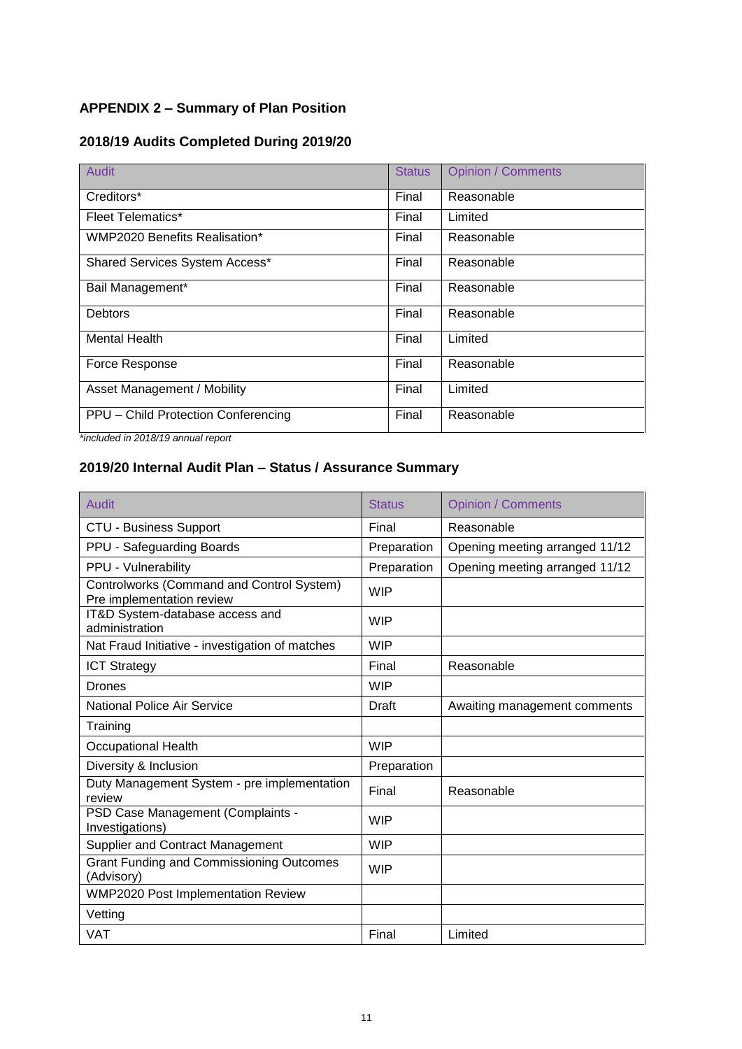## APPENDIX 2 – Summary of Plan Position

### 2018/19 Audits Completed During 2019/20

| Audit | Status | Opinion / Comments |
|---|---|---|
| Creditors* | Final | Reasonable |
| Fleet Telematics* | Final | Limited |
| WMP2020 Benefits Realisation* | Final | Reasonable |
| Shared Services System Access* | Final | Reasonable |
| Bail Management* | Final | Reasonable |
| Debtors | Final | Reasonable |
| Mental Health | Final | Limited |
| Force Response | Final | Reasonable |
| Asset Management / Mobility | Final | Limited |
| PPU – Child Protection Conferencing | Final | Reasonable |

*included in 2018/19 annual report*

### 2019/20 Internal Audit Plan – Status / Assurance Summary

| Audit | Status | Opinion / Comments |
|---|---|---|
| CTU - Business Support | Final | Reasonable |
| PPU - Safeguarding Boards | Preparation | Opening meeting arranged 11/12 |
| PPU - Vulnerability | Preparation | Opening meeting arranged 11/12 |
| Controlworks (Command and Control System) Pre implementation review | WIP | |
| IT&D System-database access and administration | WIP | |
| Nat Fraud Initiative - investigation of matches | WIP | |
| ICT Strategy | Final | Reasonable |
| Drones | WIP | |
| National Police Air Service | Draft | Awaiting management comments |
| Training | | |
| Occupational Health | WIP | |
| Diversity & Inclusion | Preparation | |
| Duty Management System - pre implementation review | Final | Reasonable |
| PSD Case Management (Complaints - Investigations) | WIP | |
| Supplier and Contract Management | WIP | |
| Grant Funding and Commissioning Outcomes (Advisory) | WIP | |
| WMP2020 Post Implementation Review | | |
| Vetting | | |
| VAT | Final | Limited |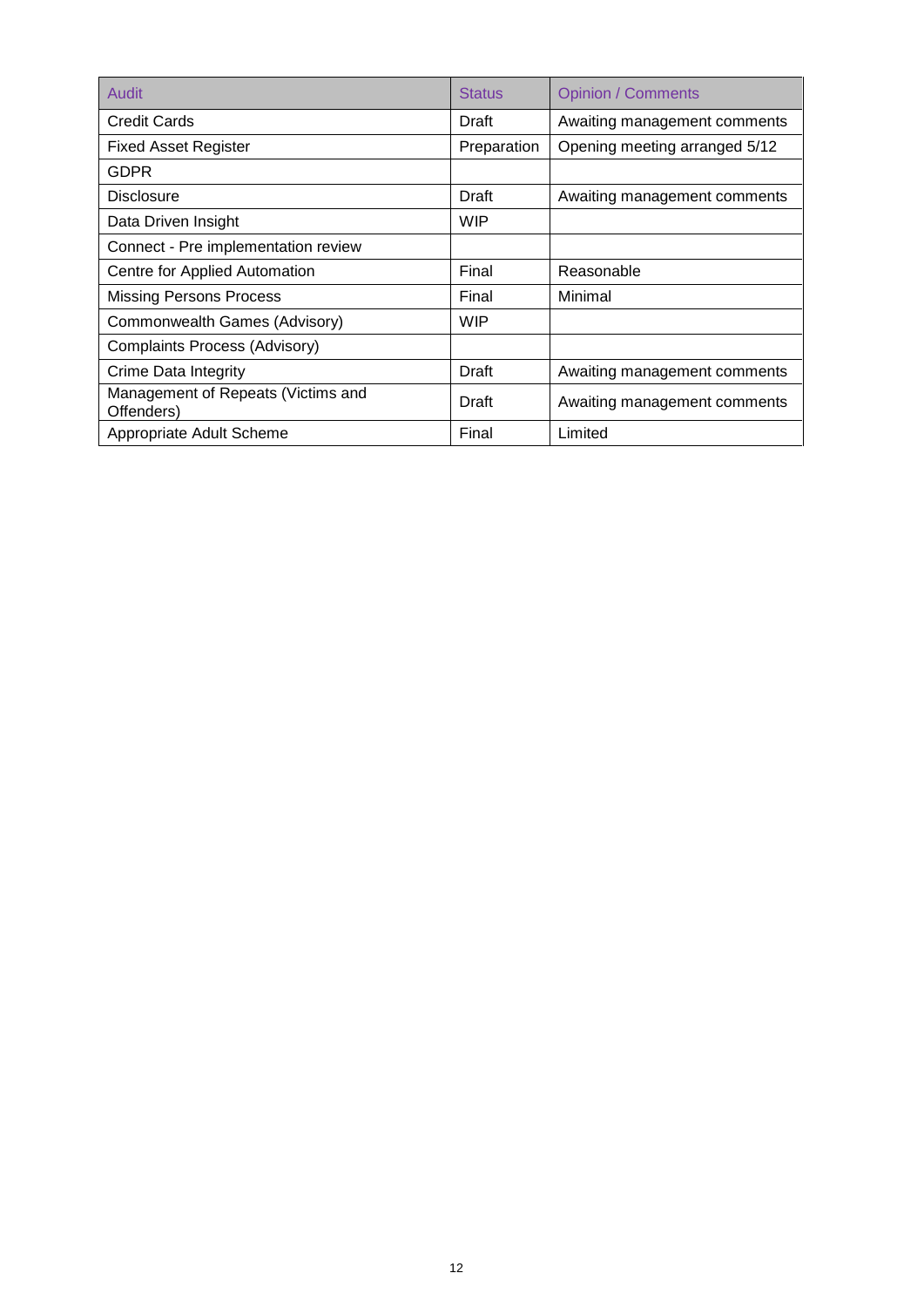| Audit | Status | Opinion / Comments |
| --- | --- | --- |
| Credit Cards | Draft | Awaiting management comments |
| Fixed Asset Register | Preparation | Opening meeting arranged 5/12 |
| GDPR | | |
| Disclosure | Draft | Awaiting management comments |
| Data Driven Insight | WIP | |
| Connect - Pre implementation review | | |
| Centre for Applied Automation | Final | Reasonable |
| Missing Persons Process | Final | Minimal |
| Commonwealth Games (Advisory) | WIP | |
| Complaints Process (Advisory) | | |
| Crime Data Integrity | Draft | Awaiting management comments |
| Management of Repeats (Victims and Offenders) | Draft | Awaiting management comments |
| Appropriate Adult Scheme | Final | Limited |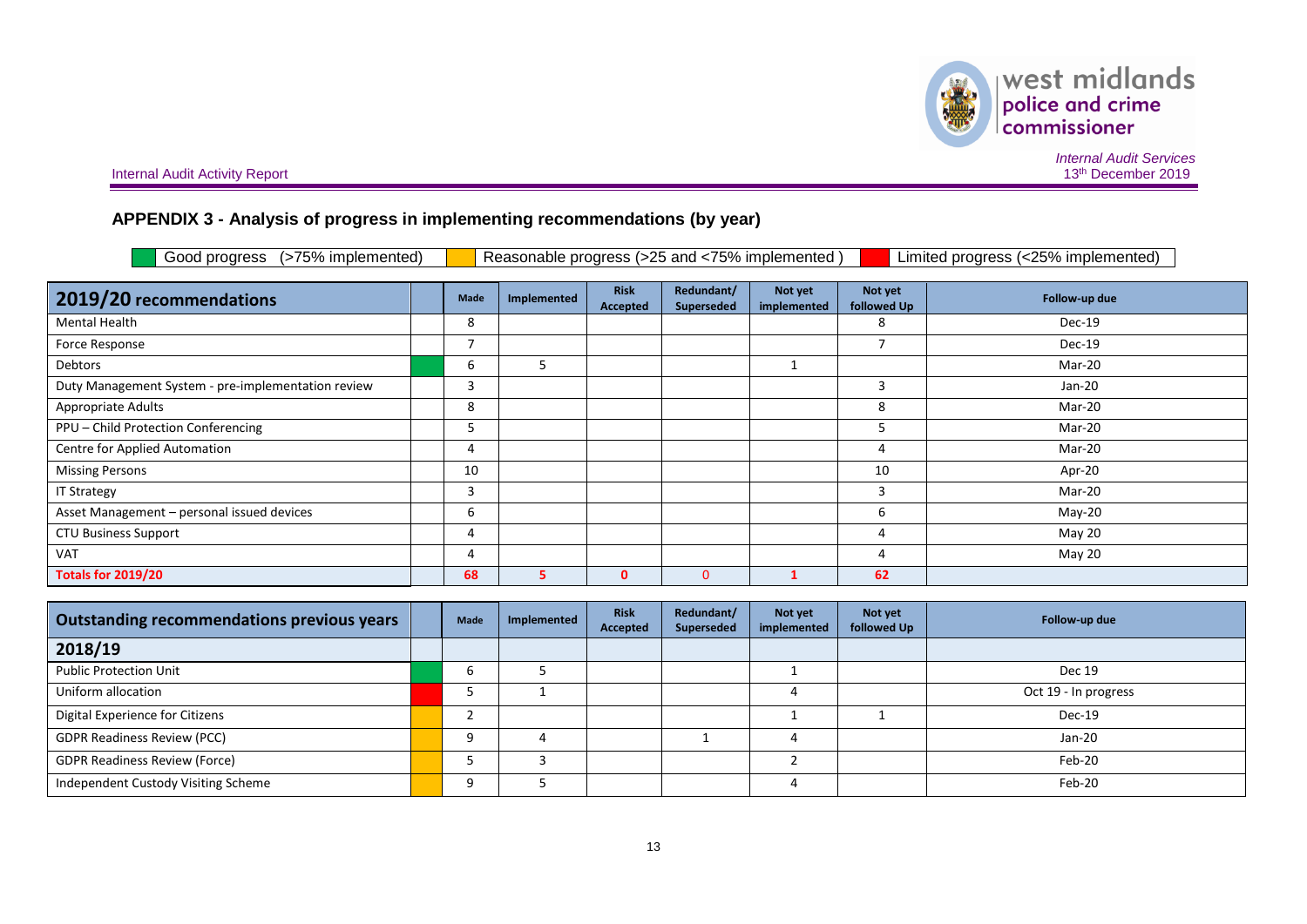## APPENDIX 3 - Analysis of progress in implementing recommendations (by year)

| Key | |
|---|---|
| Green | Good progress (>75% implemented) |
| Amber | Reasonable progress (>25 and <75% implemented ) |
| Red | Limited progress (<25% implemented) |

| 2019/20 recommendations | | Made | Implemented | Risk Accepted | Redundant/ Superseded | Not yet implemented | Not yet followed Up | Follow-up due |
|---|---|---|---|---|---|---|---|---|
| Mental Health | | 8 | | | | | 8 | Dec-19 |
| Force Response | | 7 | | | | | 7 | Dec-19 |
| Debtors | Green | 6 | 5 | | | 1 | | Mar-20 |
| Duty Management System - pre-implementation review | | 3 | | | | | 3 | Jan-20 |
| Appropriate Adults | | 8 | | | | | 8 | Mar-20 |
| PPU – Child Protection Conferencing | | 5 | | | | | 5 | Mar-20 |
| Centre for Applied Automation | | 4 | | | | | 4 | Mar-20 |
| Missing Persons | | 10 | | | | | 10 | Apr-20 |
| IT Strategy | | 3 | | | | | 3 | Mar-20 |
| Asset Management – personal issued devices | | 6 | | | | | 6 | May-20 |
| CTU Business Support | | 4 | | | | | 4 | May 20 |
| VAT | | 4 | | | | | 4 | May 20 |
| **Totals for 2019/20** | | **68** | **5** | **0** | 0 | **1** | **62** | |

| Outstanding recommendations previous years | | Made | Implemented | Risk Accepted | Redundant/ Superseded | Not yet implemented | Not yet followed Up | Follow-up due |
|---|---|---|---|---|---|---|---|---|
| **2018/19** | | | | | | | | |
| Public Protection Unit | Green | 6 | 5 | | | 1 | | Dec 19 |
| Uniform allocation | Red | 5 | 1 | | | 4 | | Oct 19 - In progress |
| Digital Experience for Citizens | Amber | 2 | | | | 1 | 1 | Dec-19 |
| GDPR Readiness Review (PCC) | Amber | 9 | 4 | | 1 | 4 | | Jan-20 |
| GDPR Readiness Review (Force) | Amber | 5 | 3 | | | 2 | | Feb-20 |
| Independent Custody Visiting Scheme | Amber | 9 | 5 | | | 4 | | Feb-20 |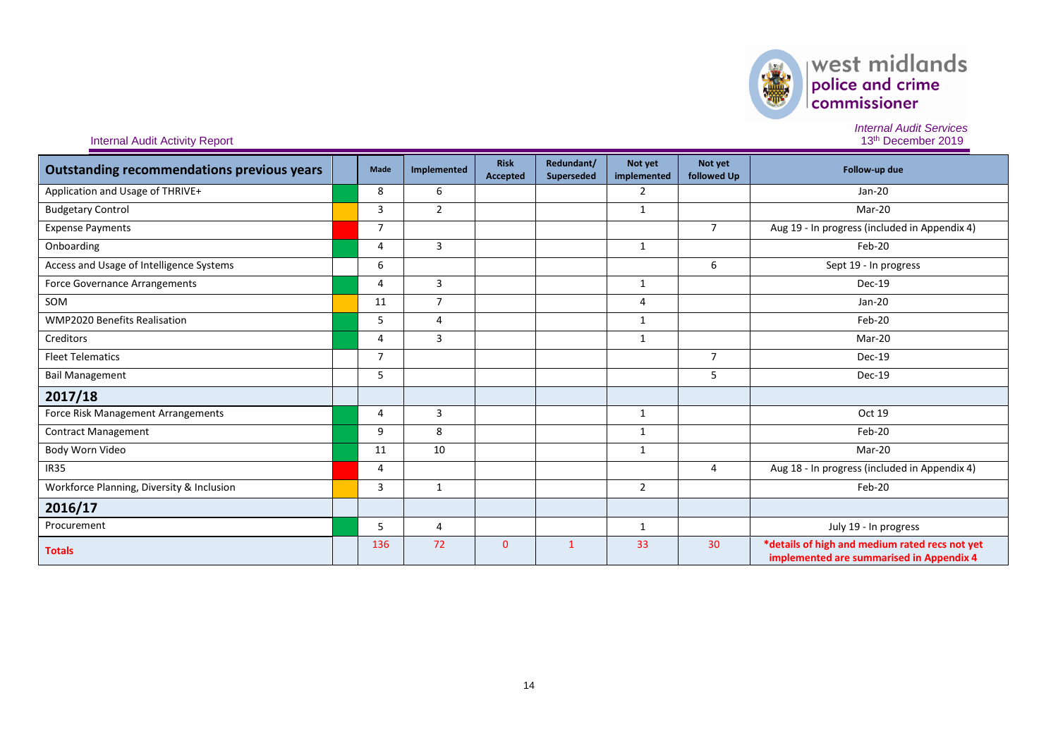Internal Audit Activity Report

*Internal Audit Services*
13th December 2019

| Outstanding recommendations previous years | | Made | Implemented | Risk Accepted | Redundant/ Superseded | Not yet implemented | Not yet followed Up | Follow-up due |
|---|---|---|---|---|---|---|---|---|
| Application and Usage of THRIVE+ | | 8 | 6 | | | 2 | | Jan-20 |
| Budgetary Control | | 3 | 2 | | | 1 | | Mar-20 |
| Expense Payments | | 7 | | | | | 7 | Aug 19 - In progress (included in Appendix 4) |
| Onboarding | | 4 | 3 | | | 1 | | Feb-20 |
| Access and Usage of Intelligence Systems | | 6 | | | | | 6 | Sept 19 - In progress |
| Force Governance Arrangements | | 4 | 3 | | | 1 | | Dec-19 |
| SOM | | 11 | 7 | | | 4 | | Jan-20 |
| WMP2020 Benefits Realisation | | 5 | 4 | | | 1 | | Feb-20 |
| Creditors | | 4 | 3 | | | 1 | | Mar-20 |
| Fleet Telematics | | 7 | | | | | 7 | Dec-19 |
| Bail Management | | 5 | | | | | 5 | Dec-19 |
| **2017/18** | | | | | | | | |
| Force Risk Management Arrangements | | 4 | 3 | | | 1 | | Oct 19 |
| Contract Management | | 9 | 8 | | | 1 | | Feb-20 |
| Body Worn Video | | 11 | 10 | | | 1 | | Mar-20 |
| IR35 | | 4 | | | | | 4 | Aug 18 - In progress (included in Appendix 4) |
| Workforce Planning, Diversity & Inclusion | | 3 | 1 | | | 2 | | Feb-20 |
| **2016/17** | | | | | | | | |
| Procurement | | 5 | 4 | | | 1 | | July 19 - In progress |
| **Totals** | | 136 | 72 | 0 | 1 | 33 | 30 | ***details of high and medium rated recs not yet implemented are summarised in Appendix 4** |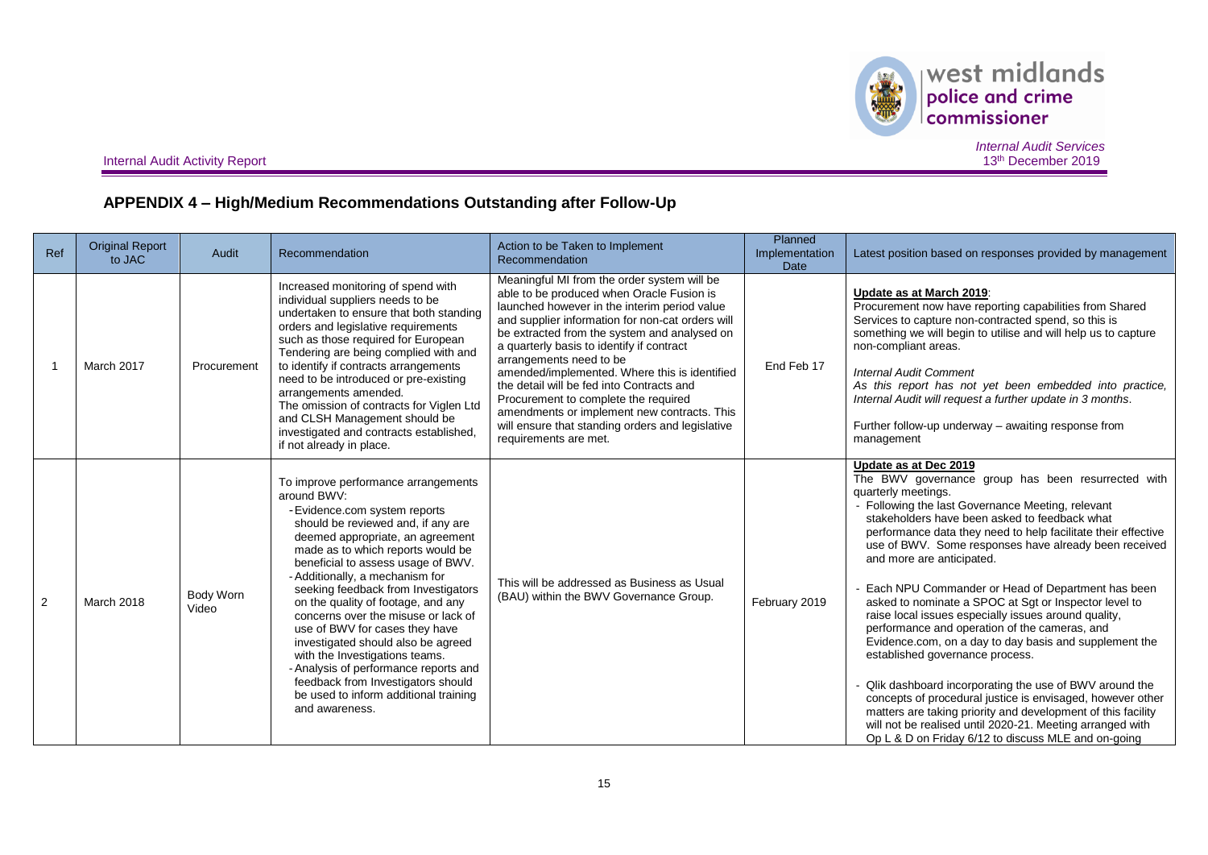## APPENDIX 4 – High/Medium Recommendations Outstanding after Follow-Up

| Ref | Original Report to JAC | Audit | Recommendation | Action to be Taken to Implement Recommendation | Planned Implementation Date | Latest position based on responses provided by management |
|---|---|---|---|---|---|---|
| 1 | March 2017 | Procurement | Increased monitoring of spend with individual suppliers needs to be undertaken to ensure that both standing orders and legislative requirements such as those required for European Tendering are being complied with and to identify if contracts arrangements need to be introduced or pre-existing arrangements amended.<br>The omission of contracts for Viglen Ltd and CLSH Management should be investigated and contracts established, if not already in place. | Meaningful MI from the order system will be able to be produced when Oracle Fusion is launched however in the interim period value and supplier information for non-cat orders will be extracted from the system and analysed on a quarterly basis to identify if contract arrangements need to be amended/implemented. Where this is identified the detail will be fed into Contracts and Procurement to complete the required amendments or implement new contracts. This will ensure that standing orders and legislative requirements are met. | End Feb 17 | **Update as at March 2019**:<br>Procurement now have reporting capabilities from Shared Services to capture non-contracted spend, so this is something we will begin to utilise and will help us to capture non-compliant areas.<br><br>*Internal Audit Comment*<br>*As this report has not yet been embedded into practice, Internal Audit will request a further update in 3 months.*<br><br>Further follow-up underway – awaiting response from management |
| 2 | March 2018 | Body Worn Video | To improve performance arrangements around BWV:<br>- Evidence.com system reports should be reviewed and, if any are deemed appropriate, an agreement made as to which reports would be beneficial to assess usage of BWV.<br>- Additionally, a mechanism for seeking feedback from Investigators on the quality of footage, and any concerns over the misuse or lack of use of BWV for cases they have investigated should also be agreed with the Investigations teams.<br>- Analysis of performance reports and feedback from Investigators should be used to inform additional training and awareness. | This will be addressed as Business as Usual (BAU) within the BWV Governance Group. | February 2019 | **Update as at Dec 2019**<br>The BWV governance group has been resurrected with quarterly meetings.<br>- Following the last Governance Meeting, relevant stakeholders have been asked to feedback what performance data they need to help facilitate their effective use of BWV. Some responses have already been received and more are anticipated.<br><br>- Each NPU Commander or Head of Department has been asked to nominate a SPOC at Sgt or Inspector level to raise local issues especially issues around quality, performance and operation of the cameras, and Evidence.com, on a day to day basis and supplement the established governance process.<br><br>- Qlik dashboard incorporating the use of BWV around the concepts of procedural justice is envisaged, however other matters are taking priority and development of this facility will not be realised until 2020-21. Meeting arranged with Op L & D on Friday 6/12 to discuss MLE and on-going |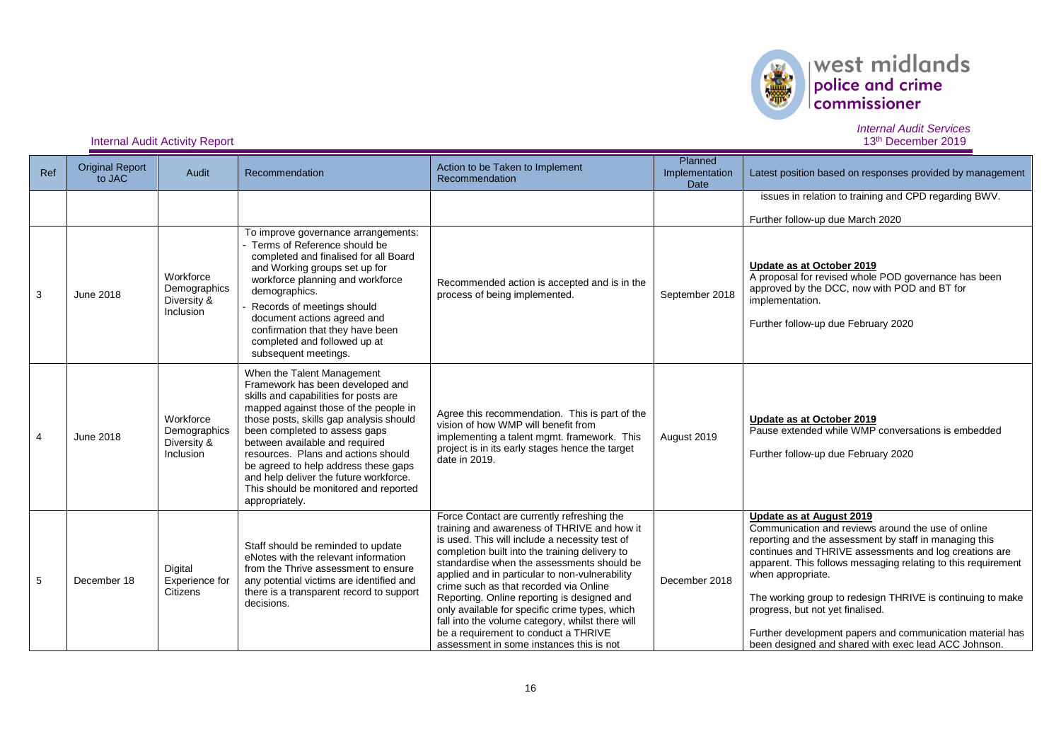Internal Audit Activity Report

*Internal Audit Services*
13th December 2019

| Ref | Original Report to JAC | Audit | Recommendation | Action to be Taken to Implement Recommendation | Planned Implementation Date | Latest position based on responses provided by management |
|---|---|---|---|---|---|---|
| | | | | | | issues in relation to training and CPD regarding BWV.<br><br>Further follow-up due March 2020 |
| 3 | June 2018 | Workforce Demographics Diversity & Inclusion | To improve governance arrangements:<br>- Terms of Reference should be completed and finalised for all Board and Working groups set up for workforce planning and workforce demographics.<br>- Records of meetings should document actions agreed and confirmation that they have been completed and followed up at subsequent meetings. | Recommended action is accepted and is in the process of being implemented. | September 2018 | **Update as at October 2019**<br>A proposal for revised whole POD governance has been approved by the DCC, now with POD and BT for implementation.<br><br>Further follow-up due February 2020 |
| 4 | June 2018 | Workforce Demographics Diversity & Inclusion | When the Talent Management Framework has been developed and skills and capabilities for posts are mapped against those of the people in those posts, skills gap analysis should been completed to assess gaps between available and required resources. Plans and actions should be agreed to help address these gaps and help deliver the future workforce. This should be monitored and reported appropriately. | Agree this recommendation. This is part of the vision of how WMP will benefit from implementing a talent mgmt. framework. This project is in its early stages hence the target date in 2019. | August 2019 | **Update as at October 2019**<br>Pause extended while WMP conversations is embedded<br><br>Further follow-up due February 2020 |
| 5 | December 18 | Digital Experience for Citizens | Staff should be reminded to update eNotes with the relevant information from the Thrive assessment to ensure any potential victims are identified and there is a transparent record to support decisions. | Force Contact are currently refreshing the training and awareness of THRIVE and how it is used. This will include a necessity test of completion built into the training delivery to standardise when the assessments should be applied and in particular to non-vulnerability crime such as that recorded via Online Reporting. Online reporting is designed and only available for specific crime types, which fall into the volume category, whilst there will be a requirement to conduct a THRIVE assessment in some instances this is not | December 2018 | **Update as at August 2019**<br>Communication and reviews around the use of online reporting and the assessment by staff in managing this continues and THRIVE assessments and log creations are apparent. This follows messaging relating to this requirement when appropriate.<br><br>The working group to redesign THRIVE is continuing to make progress, but not yet finalised.<br><br>Further development papers and communication material has been designed and shared with exec lead ACC Johnson. |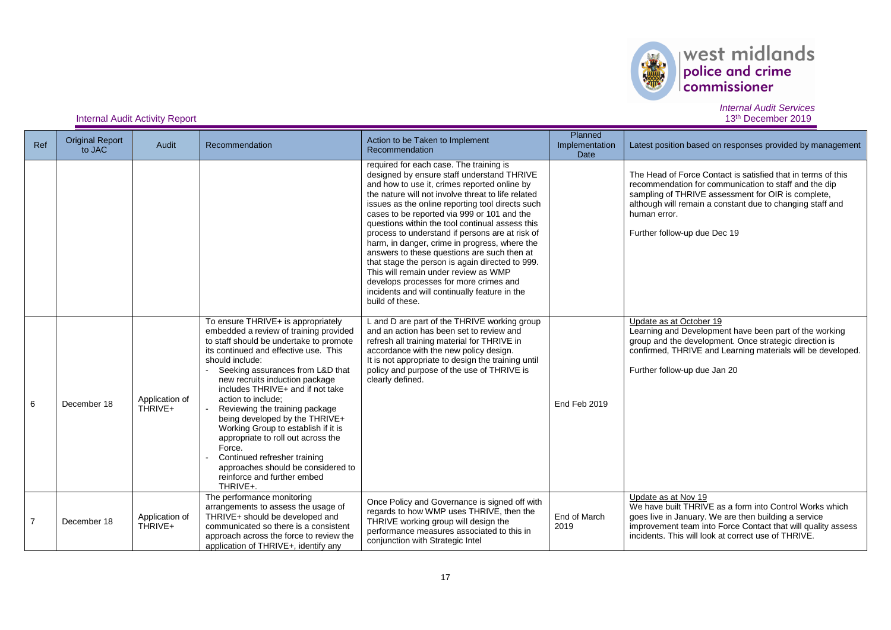Internal Audit Activity Report

*Internal Audit Services*
*13th December 2019*

| Ref | Original Report to JAC | Audit | Recommendation | Action to be Taken to Implement Recommendation | Planned Implementation Date | Latest position based on responses provided by management |
|---|---|---|---|---|---|---|
| | | | | required for each case. The training is designed by ensure staff understand THRIVE and how to use it, crimes reported online by the nature will not involve threat to life related issues as the online reporting tool directs such cases to be reported via 999 or 101 and the questions within the tool continual assess this process to understand if persons are at risk of harm, in danger, crime in progress, where the answers to these questions are such then at that stage the person is again directed to 999. This will remain under review as WMP develops processes for more crimes and incidents and will continually feature in the build of these. | | The Head of Force Contact is satisfied that in terms of this recommendation for communication to staff and the dip sampling of THRIVE assessment for OIR is complete, although will remain a constant due to changing staff and human error.<br><br>Further follow-up due Dec 19 |
| 6 | December 18 | Application of THRIVE+ | To ensure THRIVE+ is appropriately embedded a review of training provided to staff should be undertake to promote its continued and effective use. This should include:<br>- Seeking assurances from L&D that new recruits induction package includes THRIVE+ and if not take action to include;<br>- Reviewing the training package being developed by the THRIVE+ Working Group to establish if it is appropriate to roll out across the Force.<br>- Continued refresher training approaches should be considered to reinforce and further embed THRIVE+. | L and D are part of the THRIVE working group and an action has been set to review and refresh all training material for THRIVE in accordance with the new policy design.<br>It is not appropriate to design the training until policy and purpose of the use of THRIVE is clearly defined. | End Feb 2019 | Update as at October 19<br>Learning and Development have been part of the working group and the development. Once strategic direction is confirmed, THRIVE and Learning materials will be developed.<br><br>Further follow-up due Jan 20 |
| 7 | December 18 | Application of THRIVE+ | The performance monitoring arrangements to assess the usage of THRIVE+ should be developed and communicated so there is a consistent approach across the force to review the application of THRIVE+, identify any | Once Policy and Governance is signed off with regards to how WMP uses THRIVE, then the THRIVE working group will design the performance measures associated to this in conjunction with Strategic Intel | End of March 2019 | Update as at Nov 19<br>We have built THRIVE as a form into Control Works which goes live in January. We are then building a service improvement team into Force Contact that will quality assess incidents. This will look at correct use of THRIVE. |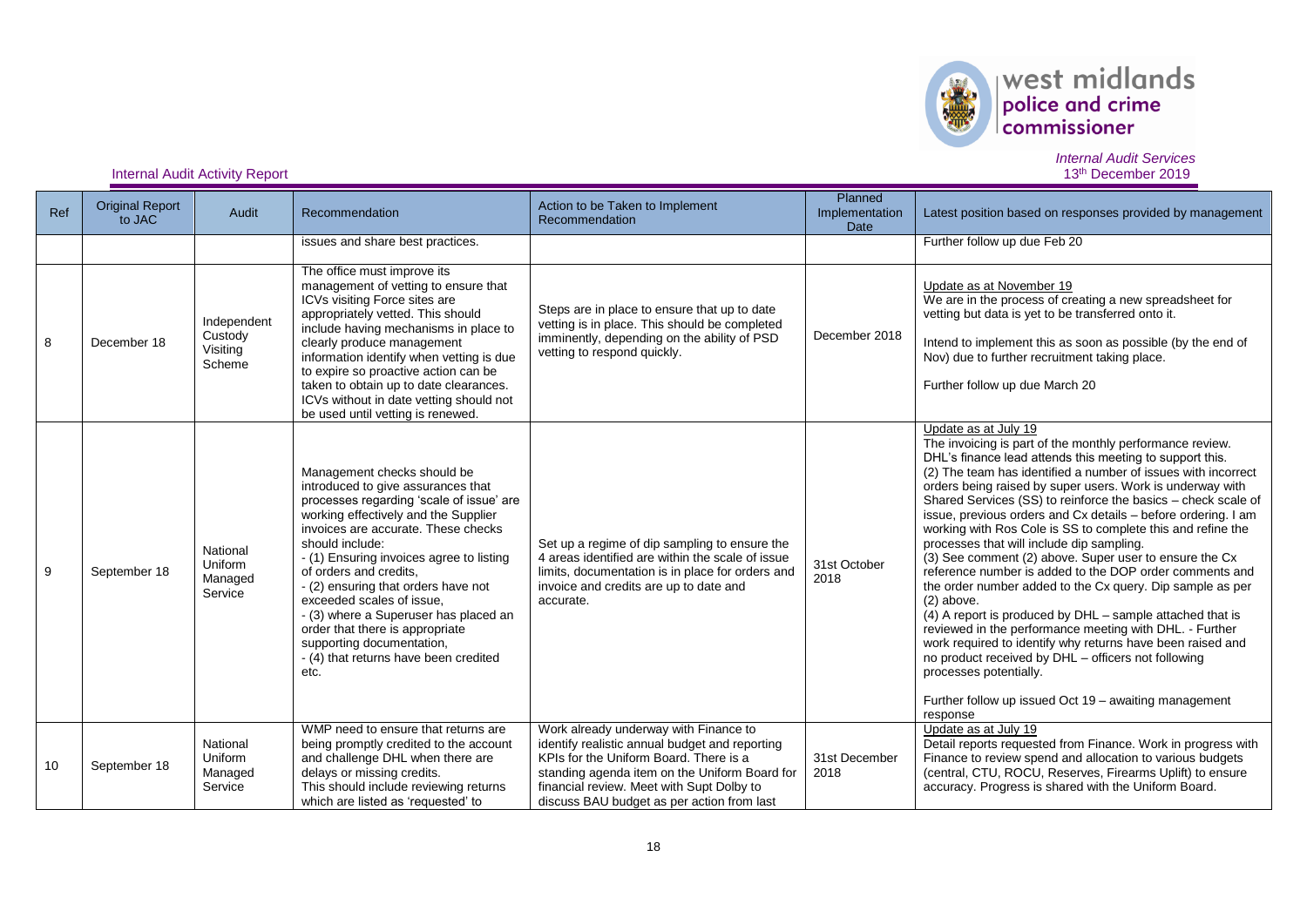| Ref | Original Report to JAC | Audit | Recommendation | Action to be Taken to Implement Recommendation | Planned Implementation Date | Latest position based on responses provided by management |
|---|---|---|---|---|---|---|
| | | | issues and share best practices. | | | Further follow up due Feb 20 |
| 8 | December 18 | Independent Custody Visiting Scheme | The office must improve its management of vetting to ensure that ICVs visiting Force sites are appropriately vetted. This should include having mechanisms in place to clearly produce management information identify when vetting is due to expire so proactive action can be taken to obtain up to date clearances. ICVs without in date vetting should not be used until vetting is renewed. | Steps are in place to ensure that up to date vetting is in place. This should be completed imminently, depending on the ability of PSD vetting to respond quickly. | December 2018 | Update as at November 19<br>We are in the process of creating a new spreadsheet for vetting but data is yet to be transferred onto it.<br><br>Intend to implement this as soon as possible (by the end of Nov) due to further recruitment taking place.<br><br>Further follow up due March 20 |
| 9 | September 18 | National Uniform Managed Service | Management checks should be introduced to give assurances that processes regarding 'scale of issue' are working effectively and the Supplier invoices are accurate. These checks should include:<br>- (1) Ensuring invoices agree to listing of orders and credits,<br>- (2) ensuring that orders have not exceeded scales of issue,<br>- (3) where a Superuser has placed an order that there is appropriate supporting documentation,<br>- (4) that returns have been credited etc. | Set up a regime of dip sampling to ensure the 4 areas identified are within the scale of issue limits, documentation is in place for orders and invoice and credits are up to date and accurate. | 31st October 2018 | Update as at July 19<br>The invoicing is part of the monthly performance review. DHL's finance lead attends this meeting to support this.<br>(2) The team has identified a number of issues with incorrect orders being raised by super users. Work is underway with Shared Services (SS) to reinforce the basics – check scale of issue, previous orders and Cx details – before ordering. I am working with Ros Cole is SS to complete this and refine the processes that will include dip sampling.<br>(3) See comment (2) above. Super user to ensure the Cx reference number is added to the DOP order comments and the order number added to the Cx query. Dip sample as per (2) above.<br>(4) A report is produced by DHL – sample attached that is reviewed in the performance meeting with DHL. - Further work required to identify why returns have been raised and no product received by DHL – officers not following processes potentially.<br><br>Further follow up issued Oct 19 – awaiting management response |
| 10 | September 18 | National Uniform Managed Service | WMP need to ensure that returns are being promptly credited to the account and challenge DHL when there are delays or missing credits.<br>This should include reviewing returns which are listed as 'requested' to | Work already underway with Finance to identify realistic annual budget and reporting KPIs for the Uniform Board. There is a standing agenda item on the Uniform Board for financial review. Meet with Supt Dolby to discuss BAU budget as per action from last | 31st December 2018 | Update as at July 19<br>Detail reports requested from Finance. Work in progress with Finance to review spend and allocation to various budgets (central, CTU, ROCU, Reserves, Firearms Uplift) to ensure accuracy. Progress is shared with the Uniform Board. |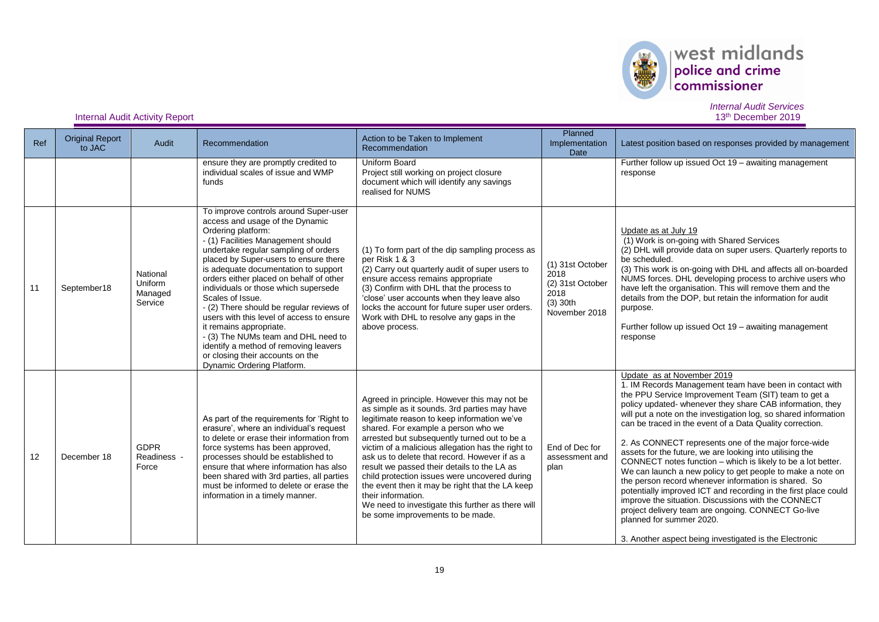| Ref | Original Report to JAC | Audit | Recommendation | Action to be Taken to Implement Recommendation | Planned Implementation Date | Latest position based on responses provided by management |
|---|---|---|---|---|---|---|
| | | | ensure they are promptly credited to individual scales of issue and WMP funds | Uniform Board<br>Project still working on project closure document which will identify any savings realised for NUMS | | Further follow up issued Oct 19 – awaiting management response |
| 11 | September18 | National Uniform Managed Service | To improve controls around Super-user access and usage of the Dynamic Ordering platform:<br>- (1) Facilities Management should undertake regular sampling of orders placed by Super-users to ensure there is adequate documentation to support orders either placed on behalf of other individuals or those which supersede Scales of Issue.<br>- (2) There should be regular reviews of users with this level of access to ensure it remains appropriate.<br>- (3) The NUMs team and DHL need to identify a method of removing leavers or closing their accounts on the Dynamic Ordering Platform. | (1) To form part of the dip sampling process as per Risk 1 & 3<br>(2) Carry out quarterly audit of super users to ensure access remains appropriate<br>(3) Confirm with DHL that the process to 'close' user accounts when they leave also locks the account for future super user orders. Work with DHL to resolve any gaps in the above process. | (1) 31st October 2018<br>(2) 31st October 2018<br>(3) 30th November 2018 | Update as at July 19<br>(1) Work is on-going with Shared Services<br>(2) DHL will provide data on super users. Quarterly reports to be scheduled.<br>(3) This work is on-going with DHL and affects all on-boarded NUMS forces. DHL developing process to archive users who have left the organisation. This will remove them and the details from the DOP, but retain the information for audit purpose.<br><br>Further follow up issued Oct 19 – awaiting management response |
| 12 | December 18 | GDPR Readiness - Force | As part of the requirements for 'Right to erasure', where an individual's request to delete or erase their information from force systems has been approved, processes should be established to ensure that where information has also been shared with 3rd parties, all parties must be informed to delete or erase the information in a timely manner. | Agreed in principle. However this may not be as simple as it sounds. 3rd parties may have legitimate reason to keep information we've shared. For example a person who we arrested but subsequently turned out to be a victim of a malicious allegation has the right to ask us to delete that record. However if as a result we passed their details to the LA as child protection issues were uncovered during the event then it may be right that the LA keep their information.<br>We need to investigate this further as there will be some improvements to be made. | End of Dec for assessment and plan | Update as at November 2019<br>1. IM Records Management team have been in contact with the PPU Service Improvement Team (SIT) team to get a policy updated- whenever they share CAB information, they will put a note on the investigation log, so shared information can be traced in the event of a Data Quality correction.<br><br>2. As CONNECT represents one of the major force-wide assets for the future, we are looking into utilising the CONNECT notes function – which is likely to be a lot better. We can launch a new policy to get people to make a note on the person record whenever information is shared. So potentially improved ICT and recording in the first place could improve the situation. Discussions with the CONNECT project delivery team are ongoing. CONNECT Go-live planned for summer 2020.<br><br>3. Another aspect being investigated is the Electronic |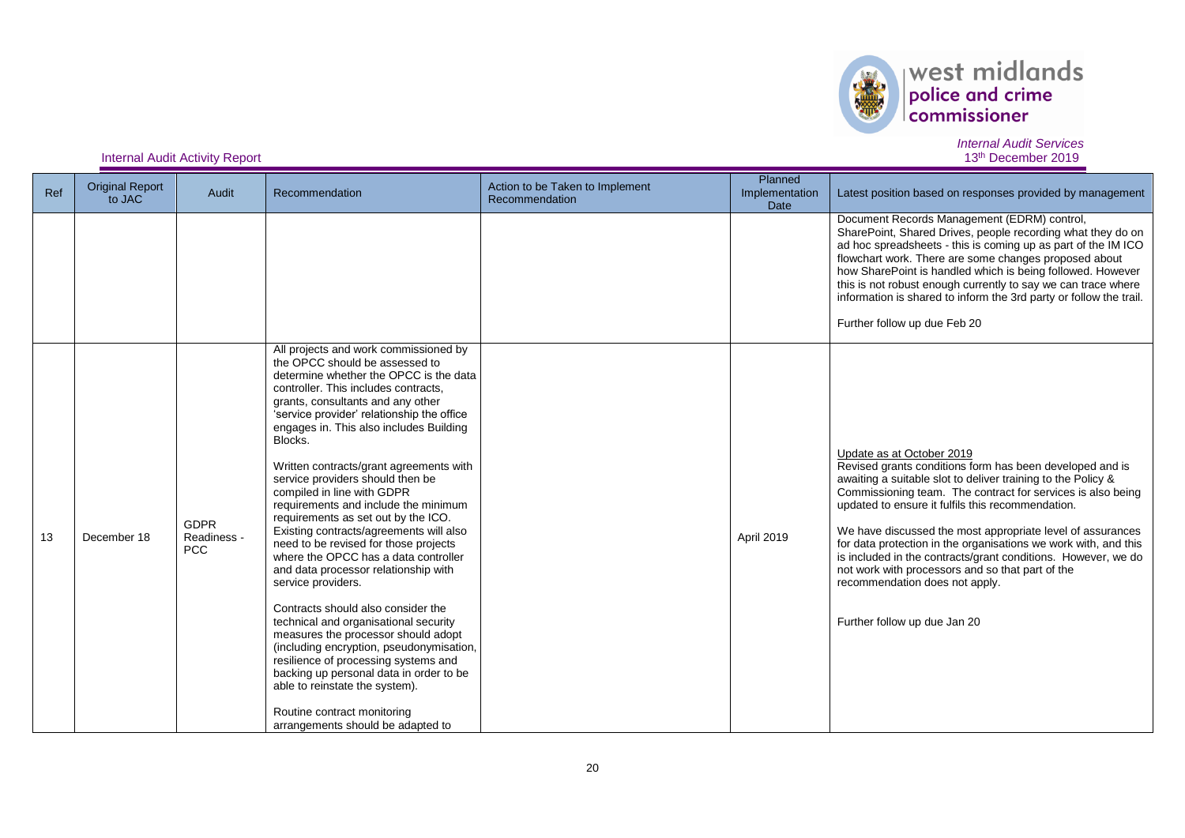Internal Audit Activity Report

*Internal Audit Services*
13th December 2019

| Ref | Original Report to JAC | Audit | Recommendation | Action to be Taken to Implement Recommendation | Planned Implementation Date | Latest position based on responses provided by management |
|---|---|---|---|---|---|---|
| | | | | | | Document Records Management (EDRM) control, SharePoint, Shared Drives, people recording what they do on ad hoc spreadsheets - this is coming up as part of the IM ICO flowchart work. There are some changes proposed about how SharePoint is handled which is being followed. However this is not robust enough currently to say we can trace where information is shared to inform the 3rd party or follow the trail.<br><br>Further follow up due Feb 20 |
| 13 | December 18 | GDPR Readiness - PCC | All projects and work commissioned by the OPCC should be assessed to determine whether the OPCC is the data controller. This includes contracts, grants, consultants and any other 'service provider' relationship the office engages in. This also includes Building Blocks.<br><br>Written contracts/grant agreements with service providers should then be compiled in line with GDPR requirements and include the minimum requirements as set out by the ICO. Existing contracts/agreements will also need to be revised for those projects where the OPCC has a data controller and data processor relationship with service providers.<br><br>Contracts should also consider the technical and organisational security measures the processor should adopt (including encryption, pseudonymisation, resilience of processing systems and backing up personal data in order to be able to reinstate the system).<br><br>Routine contract monitoring arrangements should be adapted to | | April 2019 | Update as at October 2019<br>Revised grants conditions form has been developed and is awaiting a suitable slot to deliver training to the Policy & Commissioning team. The contract for services is also being updated to ensure it fulfils this recommendation.<br><br>We have discussed the most appropriate level of assurances for data protection in the organisations we work with, and this is included in the contracts/grant conditions. However, we do not work with processors and so that part of the recommendation does not apply.<br><br>Further follow up due Jan 20 |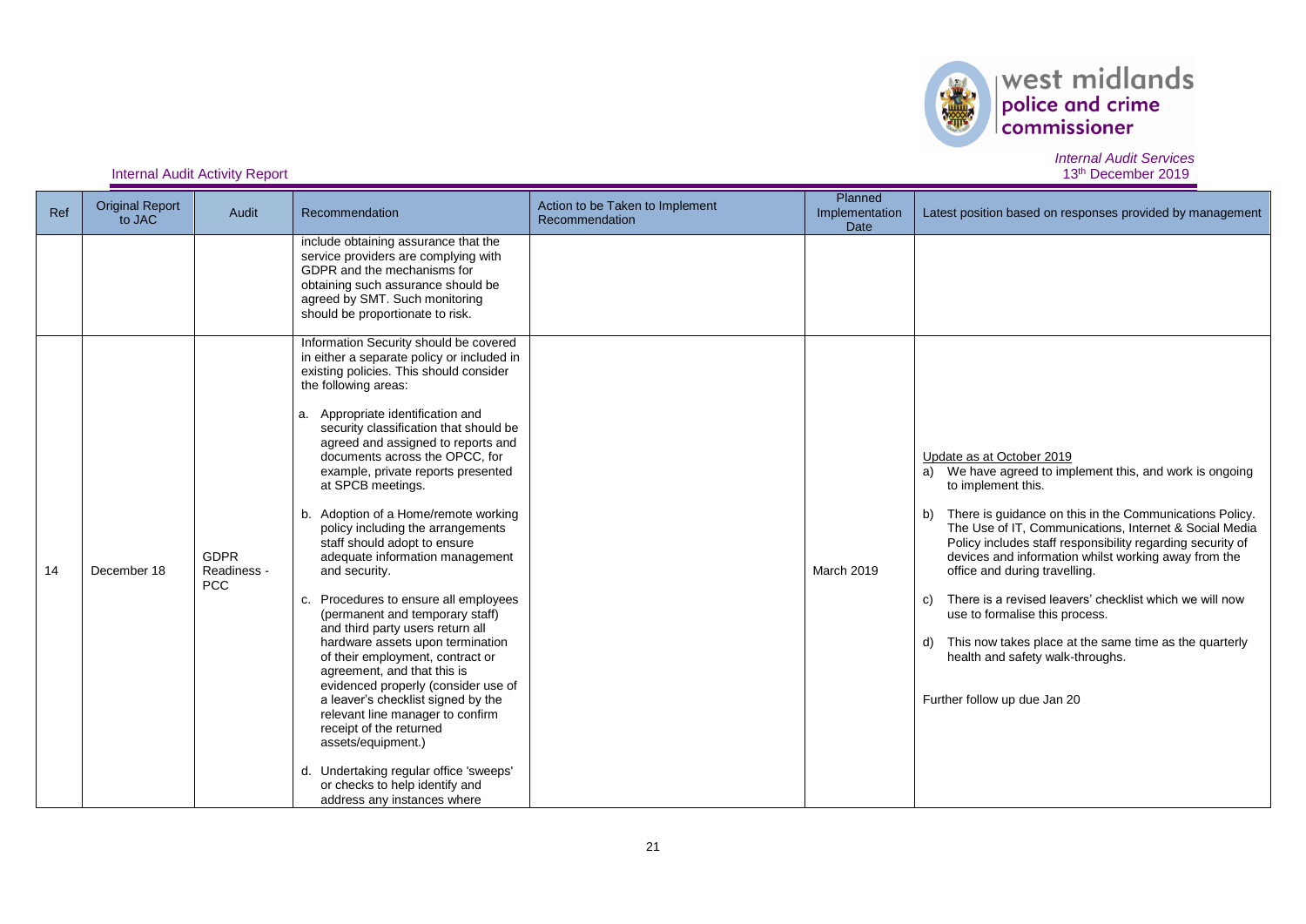| Ref | Original Report to JAC | Audit | Recommendation | Action to be Taken to Implement Recommendation | Planned Implementation Date | Latest position based on responses provided by management |
|---|---|---|---|---|---|---|
| | | | include obtaining assurance that the service providers are complying with GDPR and the mechanisms for obtaining such assurance should be agreed by SMT. Such monitoring should be proportionate to risk. | | | |
| 14 | December 18 | GDPR Readiness - PCC | Information Security should be covered in either a separate policy or included in existing policies. This should consider the following areas:<br><br>a. Appropriate identification and security classification that should be agreed and assigned to reports and documents across the OPCC, for example, private reports presented at SPCB meetings.<br><br>b. Adoption of a Home/remote working policy including the arrangements staff should adopt to ensure adequate information management and security.<br><br>c. Procedures to ensure all employees (permanent and temporary staff) and third party users return all hardware assets upon termination of their employment, contract or agreement, and that this is evidenced properly (consider use of a leaver's checklist signed by the relevant line manager to confirm receipt of the returned assets/equipment.)<br><br>d. Undertaking regular office 'sweeps' or checks to help identify and address any instances where | | March 2019 | Update as at October 2019<br>a) We have agreed to implement this, and work is ongoing to implement this.<br><br>b) There is guidance on this in the Communications Policy. The Use of IT, Communications, Internet & Social Media Policy includes staff responsibility regarding security of devices and information whilst working away from the office and during travelling.<br><br>c) There is a revised leavers' checklist which we will now use to formalise this process.<br><br>d) This now takes place at the same time as the quarterly health and safety walk-throughs.<br><br>Further follow up due Jan 20 |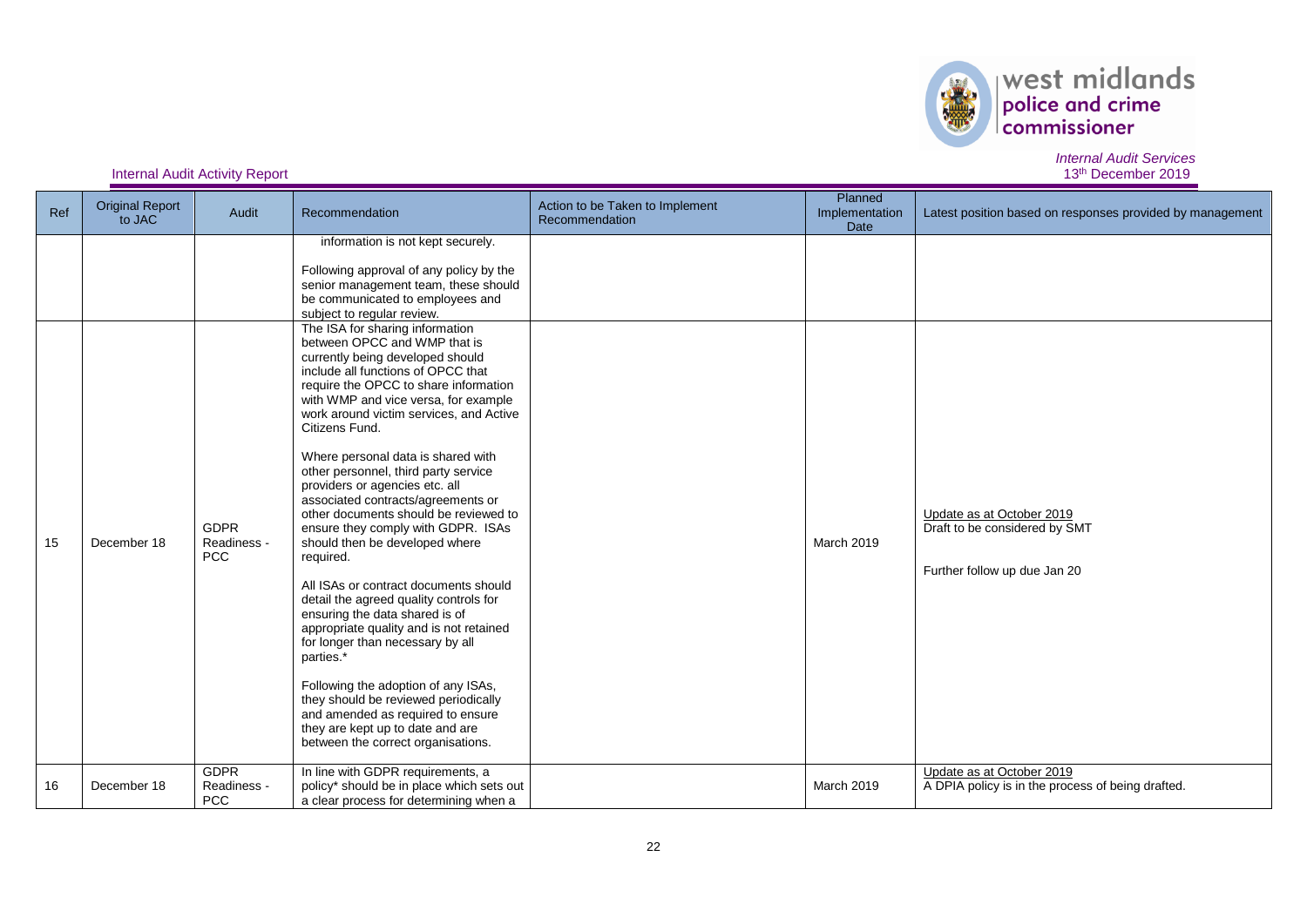Internal Audit Activity Report

*Internal Audit Services*
13th December 2019

| Ref | Original Report to JAC | Audit | Recommendation | Action to be Taken to Implement Recommendation | Planned Implementation Date | Latest position based on responses provided by management |
|---|---|---|---|---|---|---|
| | | | information is not kept securely.<br><br>Following approval of any policy by the senior management team, these should be communicated to employees and subject to regular review. | | | |
| 15 | December 18 | GDPR Readiness - PCC | The ISA for sharing information between OPCC and WMP that is currently being developed should include all functions of OPCC that require the OPCC to share information with WMP and vice versa, for example work around victim services, and Active Citizens Fund.<br><br>Where personal data is shared with other personnel, third party service providers or agencies etc. all associated contracts/agreements or other documents should be reviewed to ensure they comply with GDPR. ISAs should then be developed where required.<br><br>All ISAs or contract documents should detail the agreed quality controls for ensuring the data shared is of appropriate quality and is not retained for longer than necessary by all parties.*<br><br>Following the adoption of any ISAs, they should be reviewed periodically and amended as required to ensure they are kept up to date and are between the correct organisations. | | March 2019 | Update as at October 2019<br>Draft to be considered by SMT<br><br>Further follow up due Jan 20 |
| 16 | December 18 | GDPR Readiness - PCC | In line with GDPR requirements, a policy* should be in place which sets out a clear process for determining when a | | March 2019 | Update as at October 2019<br>A DPIA policy is in the process of being drafted. |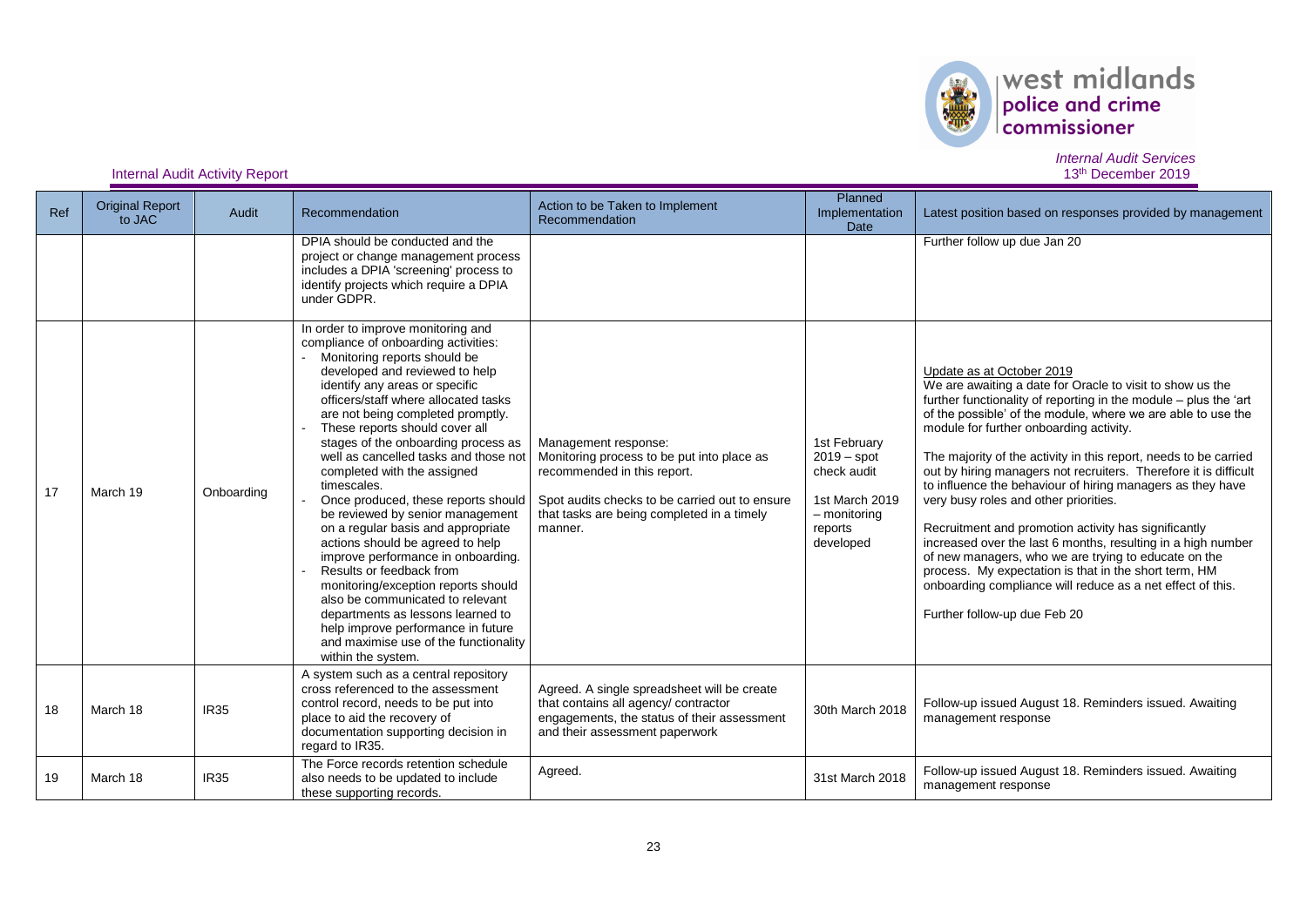Internal Audit Activity Report

*Internal Audit Services*
13th December 2019

| Ref | Original Report to JAC | Audit | Recommendation | Action to be Taken to Implement Recommendation | Planned Implementation Date | Latest position based on responses provided by management |
|---|---|---|---|---|---|---|
| | | | DPIA should be conducted and the project or change management process includes a DPIA 'screening' process to identify projects which require a DPIA under GDPR. | | | Further follow up due Jan 20 |
| 17 | March 19 | Onboarding | In order to improve monitoring and compliance of onboarding activities: - Monitoring reports should be developed and reviewed to help identify any areas or specific officers/staff where allocated tasks are not being completed promptly. - These reports should cover all stages of the onboarding process as well as cancelled tasks and those not completed with the assigned timescales. - Once produced, these reports should be reviewed by senior management on a regular basis and appropriate actions should be agreed to help improve performance in onboarding. - Results or feedback from monitoring/exception reports should also be communicated to relevant departments as lessons learned to help improve performance in future and maximise use of the functionality within the system. | Management response: Monitoring process to be put into place as recommended in this report. Spot audits checks to be carried out to ensure that tasks are being completed in a timely manner. | 1st February 2019 – spot check audit 1st March 2019 – monitoring reports developed | Update as at October 2019 We are awaiting a date for Oracle to visit to show us the further functionality of reporting in the module – plus the 'art of the possible' of the module, where we are able to use the module for further onboarding activity. The majority of the activity in this report, needs to be carried out by hiring managers not recruiters. Therefore it is difficult to influence the behaviour of hiring managers as they have very busy roles and other priorities. Recruitment and promotion activity has significantly increased over the last 6 months, resulting in a high number of new managers, who we are trying to educate on the process. My expectation is that in the short term, HM onboarding compliance will reduce as a net effect of this. Further follow-up due Feb 20 |
| 18 | March 18 | IR35 | A system such as a central repository cross referenced to the assessment control record, needs to be put into place to aid the recovery of documentation supporting decision in regard to IR35. | Agreed. A single spreadsheet will be create that contains all agency/ contractor engagements, the status of their assessment and their assessment paperwork | 30th March 2018 | Follow-up issued August 18. Reminders issued. Awaiting management response |
| 19 | March 18 | IR35 | The Force records retention schedule also needs to be updated to include these supporting records. | Agreed. | 31st March 2018 | Follow-up issued August 18. Reminders issued. Awaiting management response |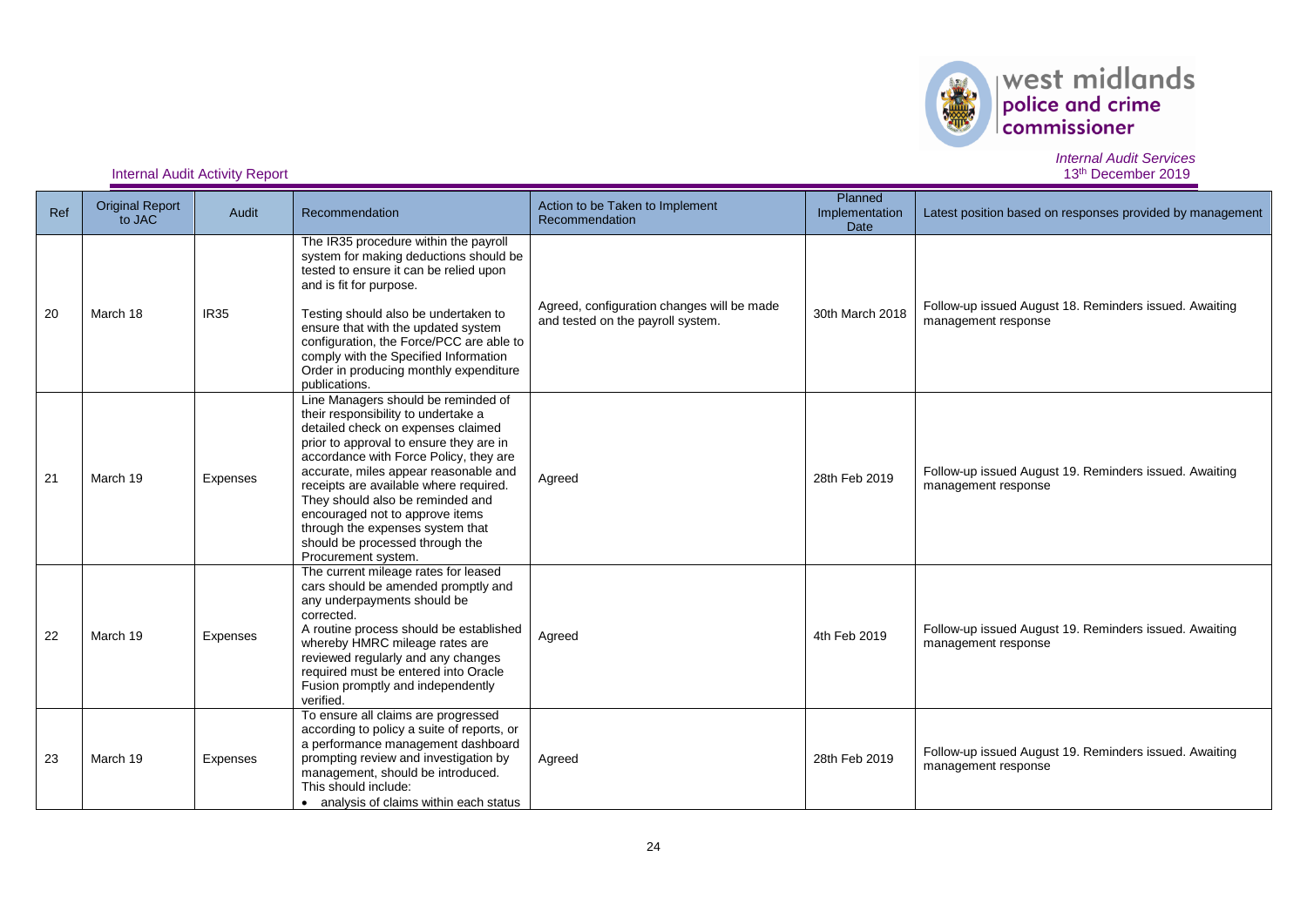Internal Audit Activity Report

*Internal Audit Services*
13th December 2019

| Ref | Original Report to JAC | Audit | Recommendation | Action to be Taken to Implement Recommendation | Planned Implementation Date | Latest position based on responses provided by management |
|---|---|---|---|---|---|---|
| 20 | March 18 | IR35 | The IR35 procedure within the payroll system for making deductions should be tested to ensure it can be relied upon and is fit for purpose.<br><br>Testing should also be undertaken to ensure that with the updated system configuration, the Force/PCC are able to comply with the Specified Information Order in producing monthly expenditure publications. | Agreed, configuration changes will be made and tested on the payroll system. | 30th March 2018 | Follow-up issued August 18. Reminders issued. Awaiting management response |
| 21 | March 19 | Expenses | Line Managers should be reminded of their responsibility to undertake a detailed check on expenses claimed prior to approval to ensure they are in accordance with Force Policy, they are accurate, miles appear reasonable and receipts are available where required. They should also be reminded and encouraged not to approve items through the expenses system that should be processed through the Procurement system. | Agreed | 28th Feb 2019 | Follow-up issued August 19. Reminders issued. Awaiting management response |
| 22 | March 19 | Expenses | The current mileage rates for leased cars should be amended promptly and any underpayments should be corrected.<br>A routine process should be established whereby HMRC mileage rates are reviewed regularly and any changes required must be entered into Oracle Fusion promptly and independently verified. | Agreed | 4th Feb 2019 | Follow-up issued August 19. Reminders issued. Awaiting management response |
| 23 | March 19 | Expenses | To ensure all claims are progressed according to policy a suite of reports, or a performance management dashboard prompting review and investigation by management, should be introduced. This should include:<br>• analysis of claims within each status | Agreed | 28th Feb 2019 | Follow-up issued August 19. Reminders issued. Awaiting management response |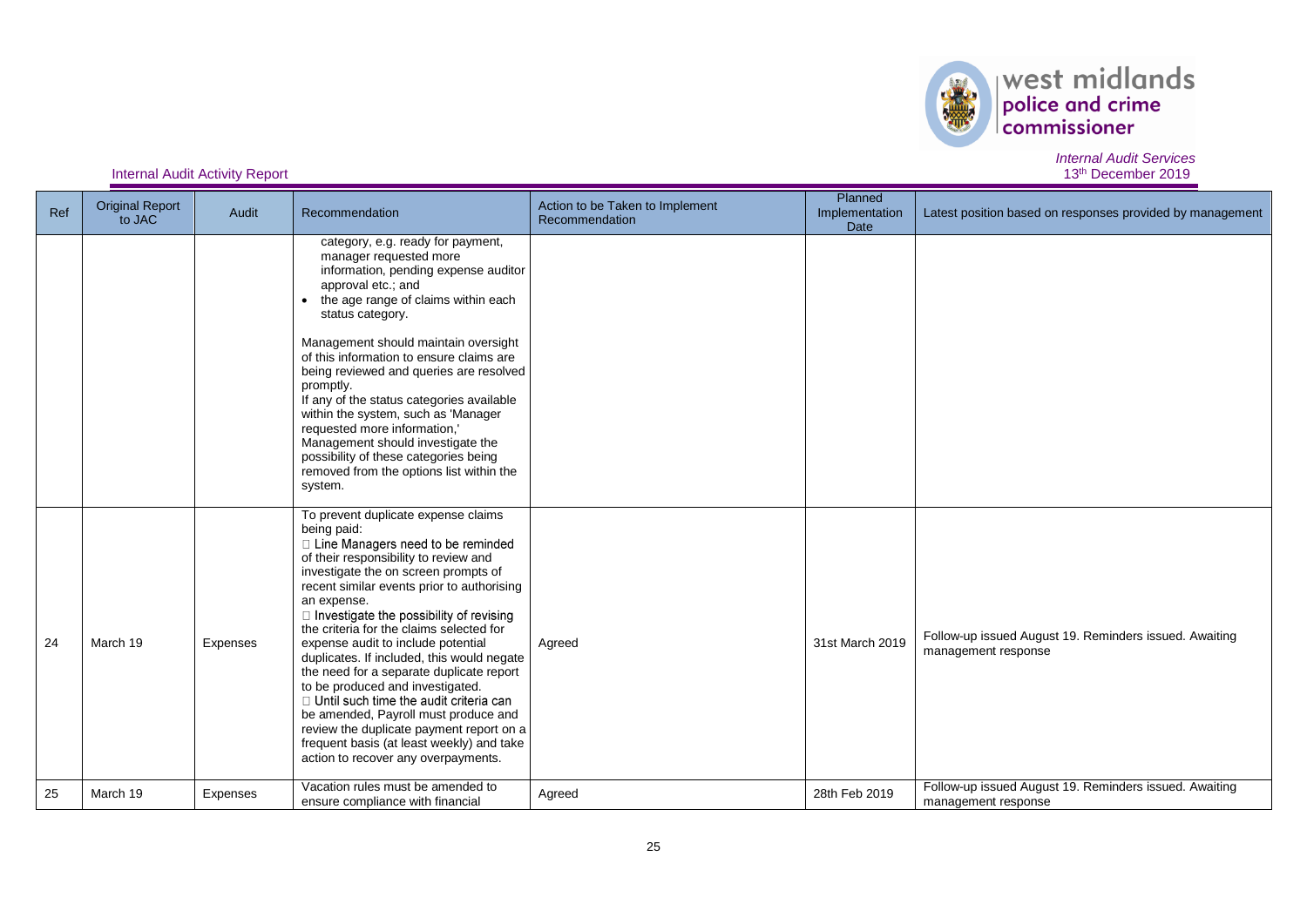| Ref | Original Report to JAC | Audit | Recommendation | Action to be Taken to Implement Recommendation | Planned Implementation Date | Latest position based on responses provided by management |
|---|---|---|---|---|---|---|
| | | | category, e.g. ready for payment, manager requested more information, pending expense auditor approval etc.; and<br>• the age range of claims within each status category.<br><br>Management should maintain oversight of this information to ensure claims are being reviewed and queries are resolved promptly.<br>If any of the status categories available within the system, such as 'Manager requested more information,' Management should investigate the possibility of these categories being removed from the options list within the system. | | | |
| 24 | March 19 | Expenses | To prevent duplicate expense claims being paid:<br>□ Line Managers need to be reminded of their responsibility to review and investigate the on screen prompts of recent similar events prior to authorising an expense.<br>□ Investigate the possibility of revising the criteria for the claims selected for expense audit to include potential duplicates. If included, this would negate the need for a separate duplicate report to be produced and investigated.<br>□ Until such time the audit criteria can be amended, Payroll must produce and review the duplicate payment report on a frequent basis (at least weekly) and take action to recover any overpayments. | Agreed | 31st March 2019 | Follow-up issued August 19. Reminders issued. Awaiting management response |
| 25 | March 19 | Expenses | Vacation rules must be amended to ensure compliance with financial | Agreed | 28th Feb 2019 | Follow-up issued August 19. Reminders issued. Awaiting management response |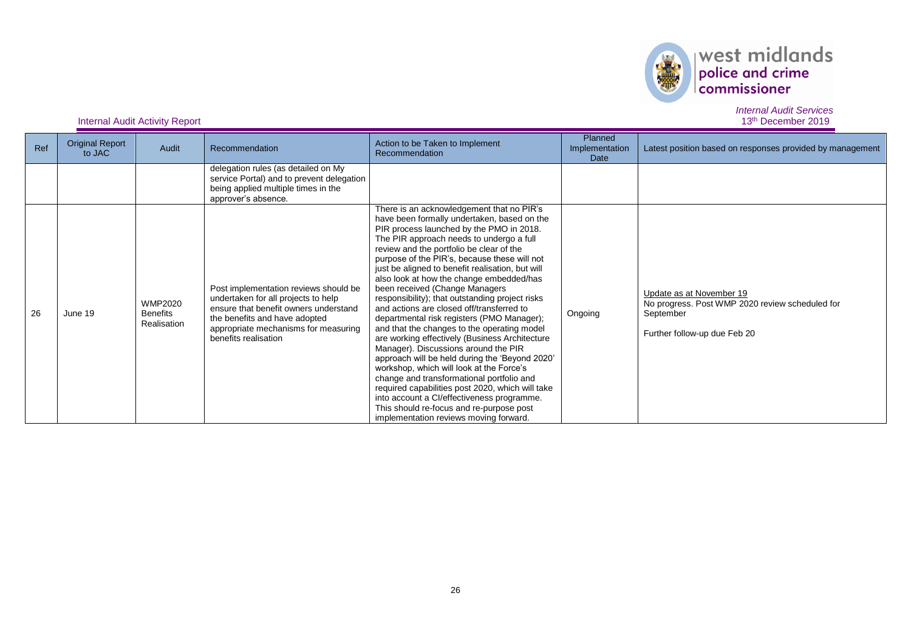| Ref | Original Report to JAC | Audit | Recommendation | Action to be Taken to Implement Recommendation | Planned Implementation Date | Latest position based on responses provided by management |
|---|---|---|---|---|---|---|
| | | | delegation rules (as detailed on My service Portal) and to prevent delegation being applied multiple times in the approver's absence. | | | |
| 26 | June 19 | WMP2020 Benefits Realisation | Post implementation reviews should be undertaken for all projects to help ensure that benefit owners understand the benefits and have adopted appropriate mechanisms for measuring benefits realisation | There is an acknowledgement that no PIR's have been formally undertaken, based on the PIR process launched by the PMO in 2018. The PIR approach needs to undergo a full review and the portfolio be clear of the purpose of the PIR's, because these will not just be aligned to benefit realisation, but will also look at how the change embedded/has been received (Change Managers responsibility); that outstanding project risks and actions are closed off/transferred to departmental risk registers (PMO Manager); and that the changes to the operating model are working effectively (Business Architecture Manager). Discussions around the PIR approach will be held during the 'Beyond 2020' workshop, which will look at the Force's change and transformational portfolio and required capabilities post 2020, which will take into account a CI/effectiveness programme. This should re-focus and re-purpose post implementation reviews moving forward. | Ongoing | Update as at November 19<br>No progress. Post WMP 2020 review scheduled for September<br><br>Further follow-up due Feb 20 |